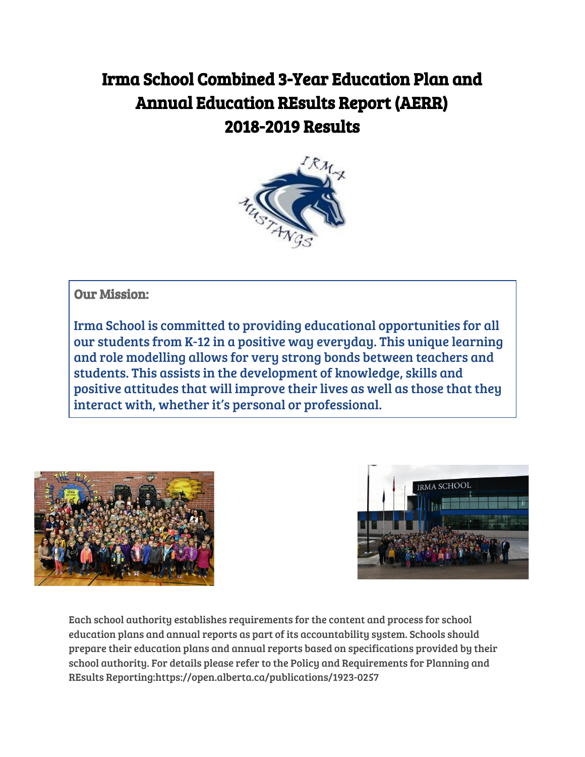# Irma School Combined 3-Year Education Plan and Annual Education REsults Report (AERR) 2018-2019 Results

**Our Mission:**

Irma School is committed to providing educational opportunities for all our students from K-12 in a positive way everyday. This unique learning and role modelling allows for very strong bonds between teachers and students. This assists in the development of knowledge, skills and positive attitudes that will improve their lives as well as those that they interact with, whether it's personal or professional.

Each school authority establishes requirements for the content and process for school education plans and annual reports as part of its accountability system. Schools should prepare their education plans and annual reports based on specifications provided by their school authority. For details please refer to the Policy and Requirements for Planning and REsults Reporting:https://open.alberta.ca/publications/1923-0257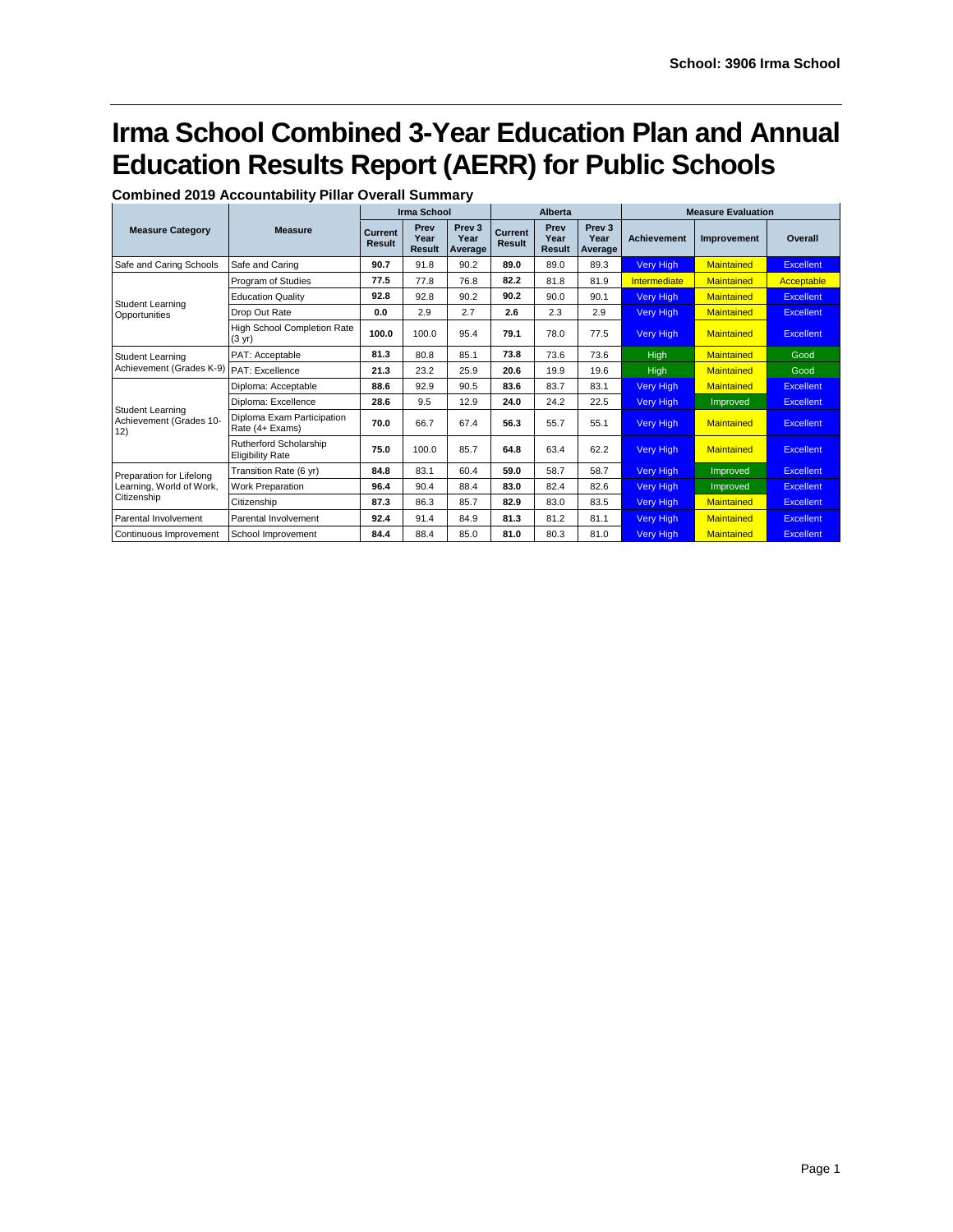School: 3906 Irma School

# Irma School Combined 3-Year Education Plan and Annual Education Results Report (AERR) for Public Schools

**Combined 2019 Accountability Pillar Overall Summary**

| Measure Category | Measure | Irma School | | | Alberta | | | Measure Evaluation | | |
|---|---|---|---|---|---|---|---|---|---|---|
| | | Current Result | Prev Year Result | Prev 3 Year Average | Current Result | Prev Year Result | Prev 3 Year Average | Achievement | Improvement | Overall |
| Safe and Caring Schools | Safe and Caring | **90.7** | 91.8 | 90.2 | **89.0** | 89.0 | 89.3 | Very High | Maintained | Excellent |
| Student Learning Opportunities | Program of Studies | **77.5** | 77.8 | 76.8 | **82.2** | 81.8 | 81.9 | Intermediate | Maintained | Acceptable |
| | Education Quality | **92.8** | 92.8 | 90.2 | **90.2** | 90.0 | 90.1 | Very High | Maintained | Excellent |
| | Drop Out Rate | **0.0** | 2.9 | 2.7 | **2.6** | 2.3 | 2.9 | Very High | Maintained | Excellent |
| | High School Completion Rate (3 yr) | **100.0** | 100.0 | 95.4 | **79.1** | 78.0 | 77.5 | Very High | Maintained | Excellent |
| Student Learning Achievement (Grades K-9) | PAT: Acceptable | **81.3** | 80.8 | 85.1 | **73.8** | 73.6 | 73.6 | High | Maintained | Good |
| | PAT: Excellence | **21.3** | 23.2 | 25.9 | **20.6** | 19.9 | 19.6 | High | Maintained | Good |
| Student Learning Achievement (Grades 10-12) | Diploma: Acceptable | **88.6** | 92.9 | 90.5 | **83.6** | 83.7 | 83.1 | Very High | Maintained | Excellent |
| | Diploma: Excellence | **28.6** | 9.5 | 12.9 | **24.0** | 24.2 | 22.5 | Very High | Improved | Excellent |
| | Diploma Exam Participation Rate (4+ Exams) | **70.0** | 66.7 | 67.4 | **56.3** | 55.7 | 55.1 | Very High | Maintained | Excellent |
| | Rutherford Scholarship Eligibility Rate | **75.0** | 100.0 | 85.7 | **64.8** | 63.4 | 62.2 | Very High | Maintained | Excellent |
| Preparation for Lifelong Learning, World of Work, Citizenship | Transition Rate (6 yr) | **84.8** | 83.1 | 60.4 | **59.0** | 58.7 | 58.7 | Very High | Improved | Excellent |
| | Work Preparation | **96.4** | 90.4 | 88.4 | **83.0** | 82.4 | 82.6 | Very High | Improved | Excellent |
| | Citizenship | **87.3** | 86.3 | 85.7 | **82.9** | 83.0 | 83.5 | Very High | Maintained | Excellent |
| Parental Involvement | Parental Involvement | **92.4** | 91.4 | 84.9 | **81.3** | 81.2 | 81.1 | Very High | Maintained | Excellent |
| Continuous Improvement | School Improvement | **84.4** | 88.4 | 85.0 | **81.0** | 80.3 | 81.0 | Very High | Maintained | Excellent |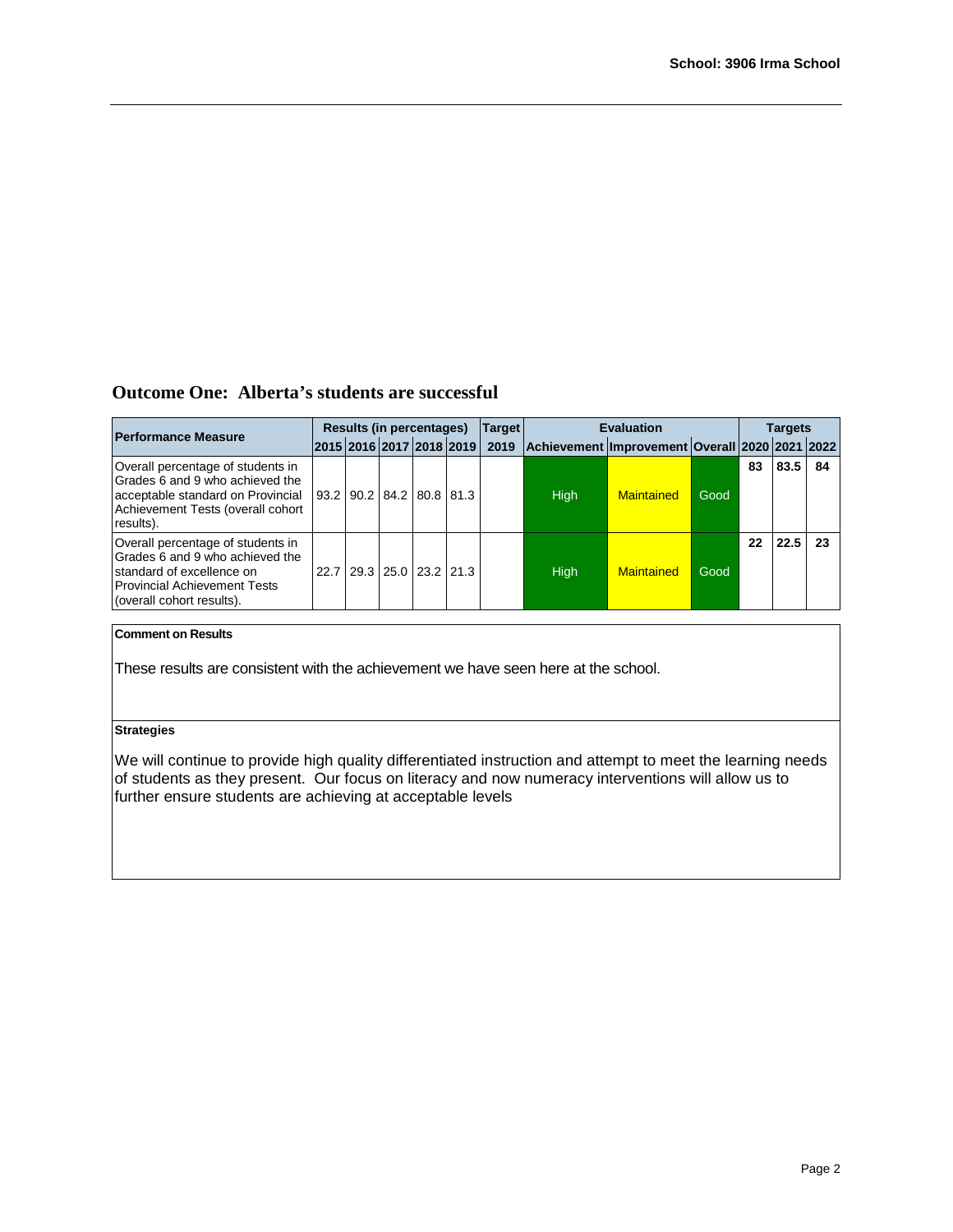School: 3906 Irma School

## Outcome One: Alberta's students are successful

| Performance Measure | Results (in percentages) | | | | | Target | Evaluation | | | Targets | | |
|---|---|---|---|---|---|---|---|---|---|---|---|---|
| | 2015 | 2016 | 2017 | 2018 | 2019 | 2019 | Achievement | Improvement | Overall | 2020 | 2021 | 2022 |
| Overall percentage of students in Grades 6 and 9 who achieved the acceptable standard on Provincial Achievement Tests (overall cohort results). | 93.2 | 90.2 | 84.2 | 80.8 | 81.3 | | High | Maintained | Good | 83 | 83.5 | 84 |
| Overall percentage of students in Grades 6 and 9 who achieved the standard of excellence on Provincial Achievement Tests (overall cohort results). | 22.7 | 29.3 | 25.0 | 23.2 | 21.3 | | High | Maintained | Good | 22 | 22.5 | 23 |

**Comment on Results**

These results are consistent with the achievement we have seen here at the school.

**Strategies**

We will continue to provide high quality differentiated instruction and attempt to meet the learning needs of students as they present. Our focus on literacy and now numeracy interventions will allow us to further ensure students are achieving at acceptable levels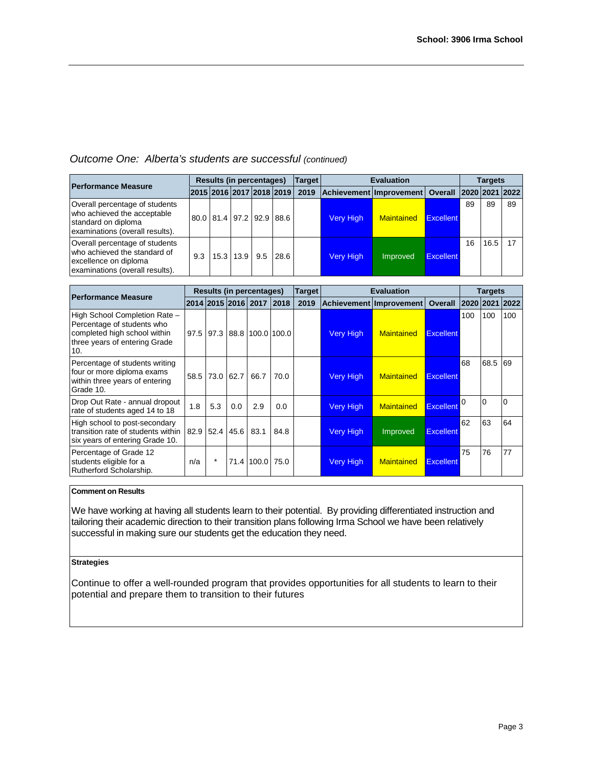*Outcome One: Alberta's students are successful (continued)*

| Performance Measure | Results (in percentages) | | | | | Target | Evaluation | | | Targets | | |
|---|---|---|---|---|---|---|---|---|---|---|---|---|
| | 2015 | 2016 | 2017 | 2018 | 2019 | 2019 | Achievement | Improvement | Overall | 2020 | 2021 | 2022 |
| Overall percentage of students who achieved the acceptable standard on diploma examinations (overall results). | 80.0 | 81.4 | 97.2 | 92.9 | 88.6 | | Very High | Maintained | Excellent | 89 | 89 | 89 |
| Overall percentage of students who achieved the standard of excellence on diploma examinations (overall results). | 9.3 | 15.3 | 13.9 | 9.5 | 28.6 | | Very High | Improved | Excellent | 16 | 16.5 | 17 |

| Performance Measure | Results (in percentages) | | | | | Target | Evaluation | | | Targets | | |
|---|---|---|---|---|---|---|---|---|---|---|---|---|
| | 2014 | 2015 | 2016 | 2017 | 2018 | 2019 | Achievement | Improvement | Overall | 2020 | 2021 | 2022 |
| High School Completion Rate – Percentage of students who completed high school within three years of entering Grade 10. | 97.5 | 97.3 | 88.8 | 100.0 | 100.0 | | Very High | Maintained | Excellent | 100 | 100 | 100 |
| Percentage of students writing four or more diploma exams within three years of entering Grade 10. | 58.5 | 73.0 | 62.7 | 66.7 | 70.0 | | Very High | Maintained | Excellent | 68 | 68.5 | 69 |
| Drop Out Rate - annual dropout rate of students aged 14 to 18 | 1.8 | 5.3 | 0.0 | 2.9 | 0.0 | | Very High | Maintained | Excellent | 0 | 0 | 0 |
| High school to post-secondary transition rate of students within six years of entering Grade 10. | 82.9 | 52.4 | 45.6 | 83.1 | 84.8 | | Very High | Improved | Excellent | 62 | 63 | 64 |
| Percentage of Grade 12 students eligible for a Rutherford Scholarship. | n/a | * | 71.4 | 100.0 | 75.0 | | Very High | Maintained | Excellent | 75 | 76 | 77 |

**Comment on Results**

We have working at having all students learn to their potential. By providing differentiated instruction and tailoring their academic direction to their transition plans following Irma School we have been relatively successful in making sure our students get the education they need.

**Strategies**

Continue to offer a well-rounded program that provides opportunities for all students to learn to their potential and prepare them to transition to their futures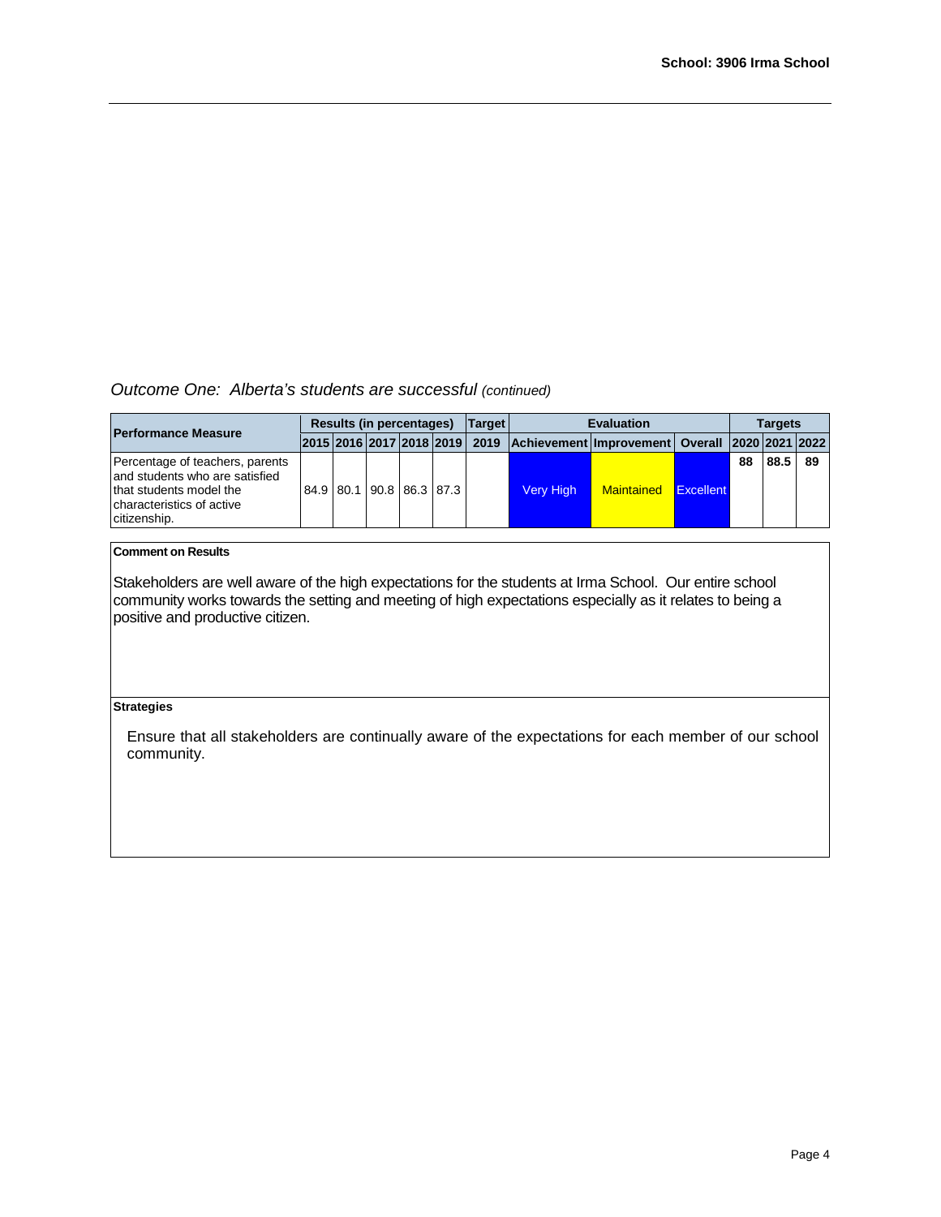*Outcome One: Alberta's students are successful (continued)*

| Performance Measure | Results (in percentages) | | | | | Target | Evaluation | | | Targets | | |
|---|---|---|---|---|---|---|---|---|---|---|---|---|
| | 2015 | 2016 | 2017 | 2018 | 2019 | 2019 | Achievement | Improvement | Overall | 2020 | 2021 | 2022 |
| Percentage of teachers, parents and students who are satisfied that students model the characteristics of active citizenship. | 84.9 | 80.1 | 90.8 | 86.3 | 87.3 | | Very High | Maintained | Excellent | 88 | 88.5 | 89 |

**Comment on Results**

Stakeholders are well aware of the high expectations for the students at Irma School. Our entire school community works towards the setting and meeting of high expectations especially as it relates to being a positive and productive citizen.

**Strategies**

Ensure that all stakeholders are continually aware of the expectations for each member of our school community.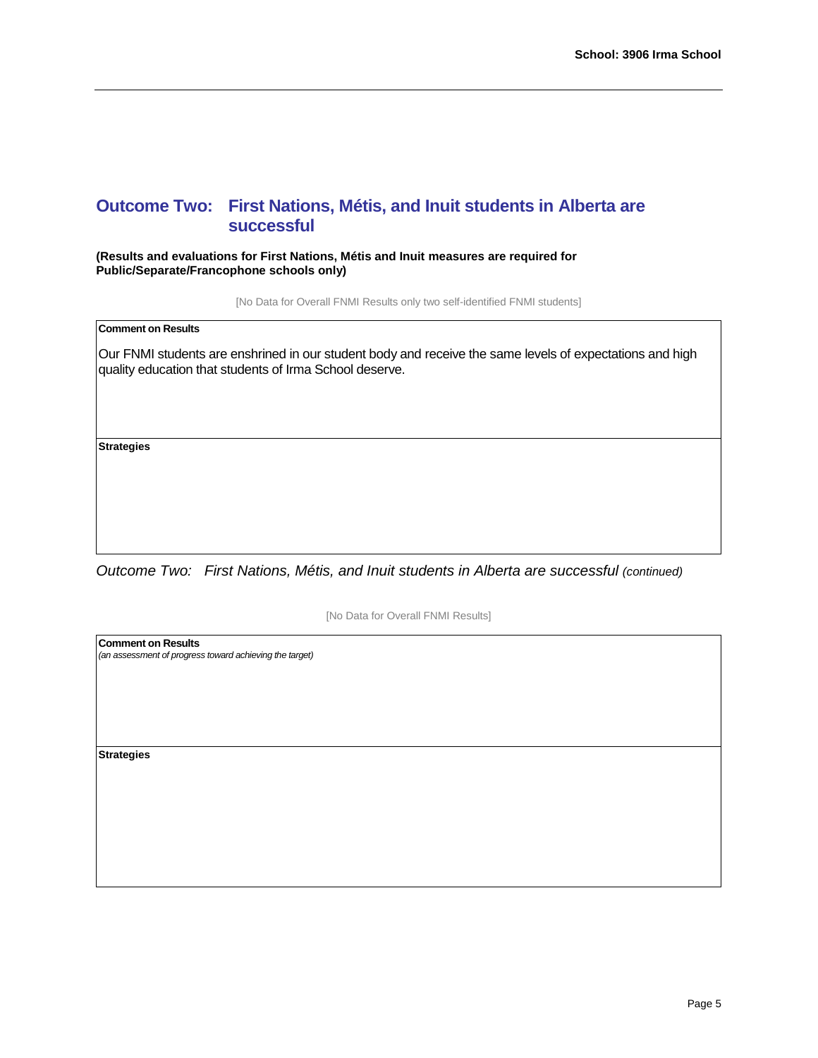## Outcome Two: First Nations, Métis, and Inuit students in Alberta are successful

**(Results and evaluations for First Nations, Métis and Inuit measures are required for Public/Separate/Francophone schools only)**

[No Data for Overall FNMI Results only two self-identified FNMI students]

| **Comment on Results** |
| --- |
| Our FNMI students are enshrined in our student body and receive the same levels of expectations and high quality education that students of Irma School deserve. |
| **Strategies** |
| |

*Outcome Two: First Nations, Métis, and Inuit students in Alberta are successful (continued)*

[No Data for Overall FNMI Results]

| **Comment on Results** *(an assessment of progress toward achieving the target)* |
| --- |
| |
| **Strategies** |
| |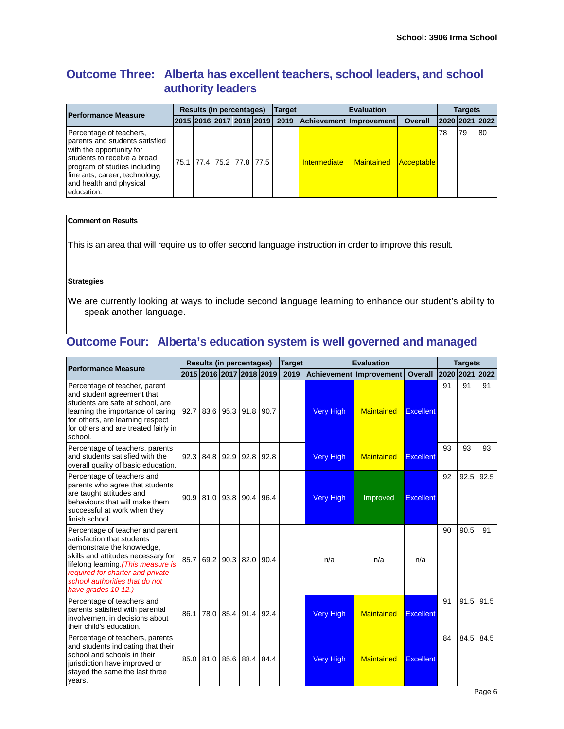## Outcome Three: Alberta has excellent teachers, school leaders, and school authority leaders

| Performance Measure | Results (in percentages) | | | | | Target | Evaluation | | | Targets | | |
|---|---|---|---|---|---|---|---|---|---|---|---|---|
| | 2015 | 2016 | 2017 | 2018 | 2019 | 2019 | Achievement | Improvement | Overall | 2020 | 2021 | 2022 |
| Percentage of teachers, parents and students satisfied with the opportunity for students to receive a broad program of studies including fine arts, career, technology, and health and physical education. | 75.1 | 77.4 | 75.2 | 77.8 | 77.5 | | Intermediate | Maintained | Acceptable | 78 | 79 | 80 |

**Comment on Results**

This is an area that will require us to offer second language instruction in order to improve this result.

**Strategies**

We are currently looking at ways to include second language learning to enhance our student's ability to speak another language.

## Outcome Four: Alberta's education system is well governed and managed

| Performance Measure | Results (in percentages) | | | | | Target | Evaluation | | | Targets | | |
|---|---|---|---|---|---|---|---|---|---|---|---|---|
| | 2015 | 2016 | 2017 | 2018 | 2019 | 2019 | Achievement | Improvement | Overall | 2020 | 2021 | 2022 |
| Percentage of teacher, parent and student agreement that: students are safe at school, are learning the importance of caring for others, are learning respect for others and are treated fairly in school. | 92.7 | 83.6 | 95.3 | 91.8 | 90.7 | | Very High | Maintained | Excellent | 91 | 91 | 91 |
| Percentage of teachers, parents and students satisfied with the overall quality of basic education. | 92.3 | 84.8 | 92.9 | 92.8 | 92.8 | | Very High | Maintained | Excellent | 93 | 93 | 93 |
| Percentage of teachers and parents who agree that students are taught attitudes and behaviours that will make them successful at work when they finish school. | 90.9 | 81.0 | 93.8 | 90.4 | 96.4 | | Very High | Improved | Excellent | 92 | 92.5 | 92.5 |
| Percentage of teacher and parent satisfaction that students demonstrate the knowledge, skills and attitudes necessary for lifelong learning. *(This measure is required for charter and private school authorities that do not have grades 10-12.)* | 85.7 | 69.2 | 90.3 | 82.0 | 90.4 | | n/a | n/a | n/a | 90 | 90.5 | 91 |
| Percentage of teachers and parents satisfied with parental involvement in decisions about their child's education. | 86.1 | 78.0 | 85.4 | 91.4 | 92.4 | | Very High | Maintained | Excellent | 91 | 91.5 | 91.5 |
| Percentage of teachers, parents and students indicating that their school and schools in their jurisdiction have improved or stayed the same the last three years. | 85.0 | 81.0 | 85.6 | 88.4 | 84.4 | | Very High | Maintained | Excellent | 84 | 84.5 | 84.5 |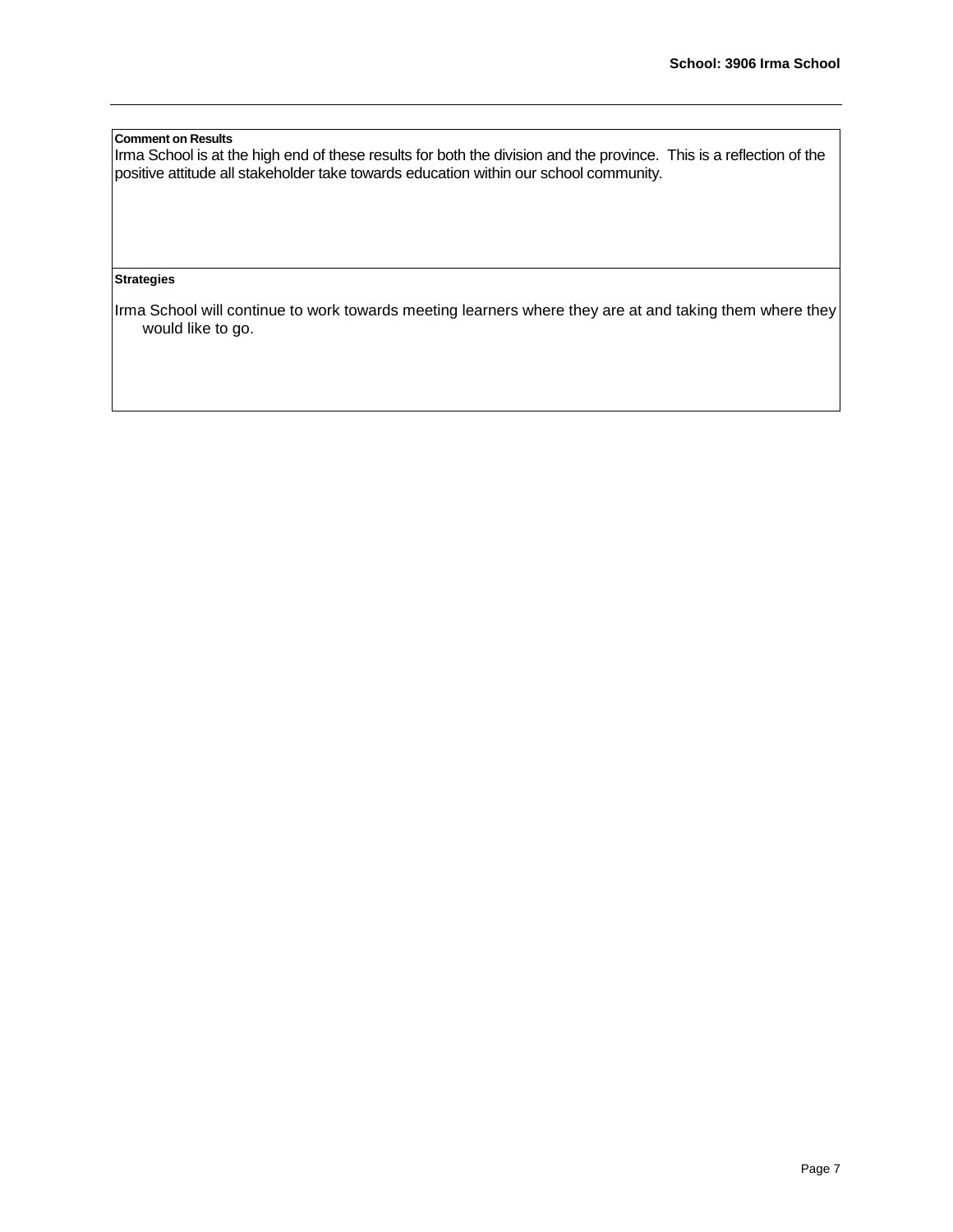**Comment on Results**

Irma School is at the high end of these results for both the division and the province. This is a reflection of the positive attitude all stakeholder take towards education within our school community.

**Strategies**

Irma School will continue to work towards meeting learners where they are at and taking them where they would like to go.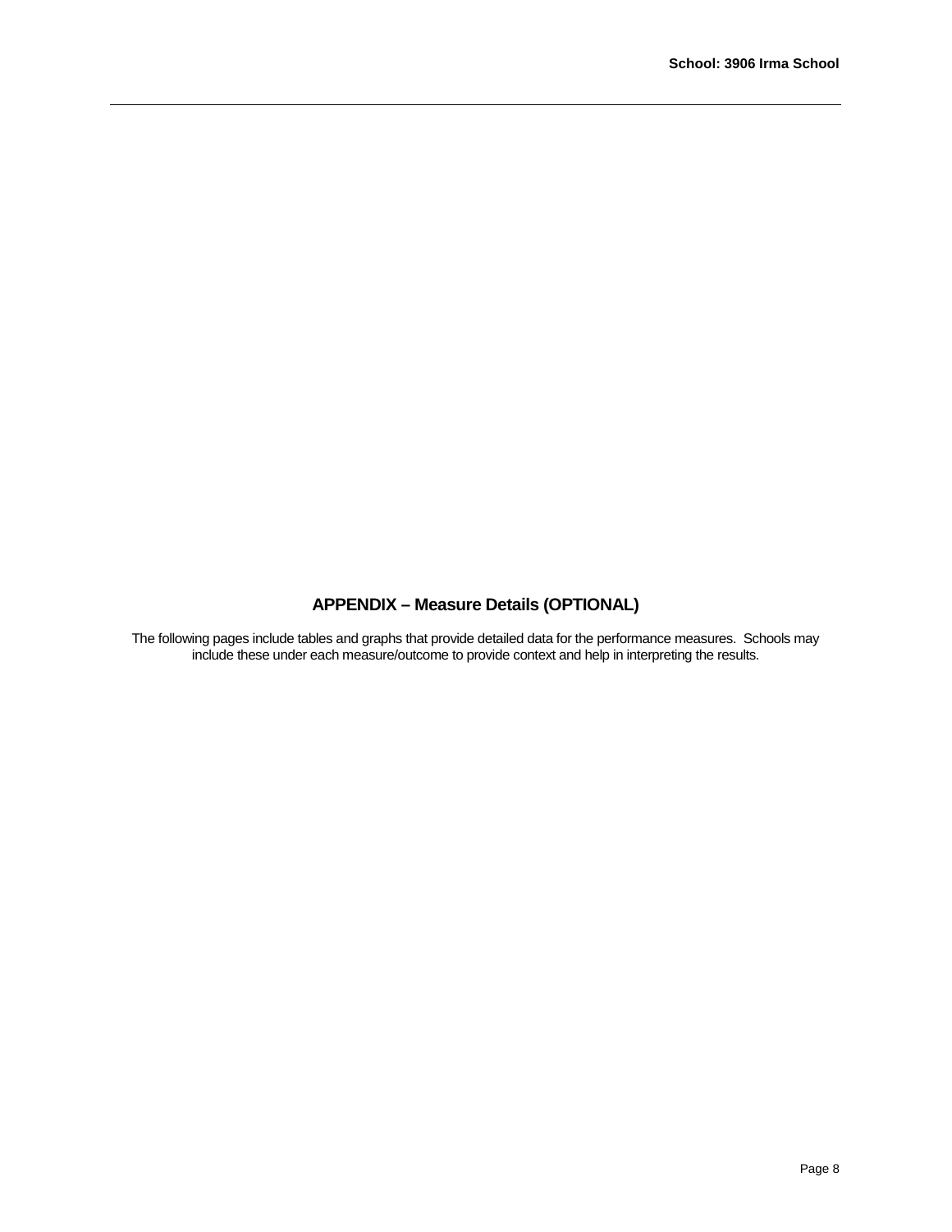## APPENDIX – Measure Details (OPTIONAL)

The following pages include tables and graphs that provide detailed data for the performance measures. Schools may include these under each measure/outcome to provide context and help in interpreting the results.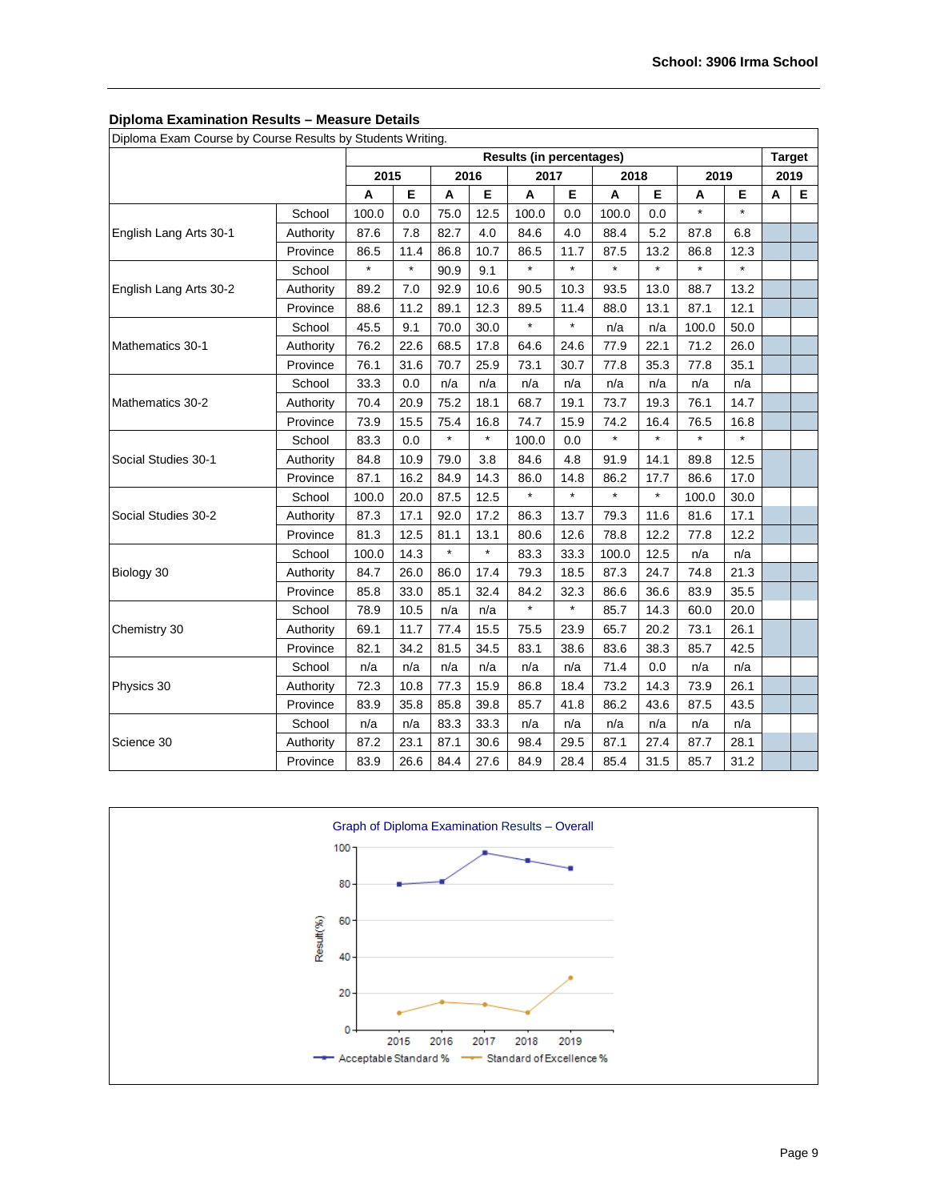## Diploma Examination Results – Measure Details

Diploma Exam Course by Course Results by Students Writing.

| | | Results (in percentages) | | | | | | | | | | Target | |
|---|---|---|---|---|---|---|---|---|---|---|---|---|---|
| | | 2015 | | 2016 | | 2017 | | 2018 | | 2019 | | 2019 | |
| | | A | E | A | E | A | E | A | E | A | E | A | E |
| English Lang Arts 30-1 | School | 100.0 | 0.0 | 75.0 | 12.5 | 100.0 | 0.0 | 100.0 | 0.0 | * | * | | |
| | Authority | 87.6 | 7.8 | 82.7 | 4.0 | 84.6 | 4.0 | 88.4 | 5.2 | 87.8 | 6.8 | | |
| | Province | 86.5 | 11.4 | 86.8 | 10.7 | 86.5 | 11.7 | 87.5 | 13.2 | 86.8 | 12.3 | | |
| English Lang Arts 30-2 | School | * | * | 90.9 | 9.1 | * | * | * | * | * | * | | |
| | Authority | 89.2 | 7.0 | 92.9 | 10.6 | 90.5 | 10.3 | 93.5 | 13.0 | 88.7 | 13.2 | | |
| | Province | 88.6 | 11.2 | 89.1 | 12.3 | 89.5 | 11.4 | 88.0 | 13.1 | 87.1 | 12.1 | | |
| Mathematics 30-1 | School | 45.5 | 9.1 | 70.0 | 30.0 | * | * | n/a | n/a | 100.0 | 50.0 | | |
| | Authority | 76.2 | 22.6 | 68.5 | 17.8 | 64.6 | 24.6 | 77.9 | 22.1 | 71.2 | 26.0 | | |
| | Province | 76.1 | 31.6 | 70.7 | 25.9 | 73.1 | 30.7 | 77.8 | 35.3 | 77.8 | 35.1 | | |
| Mathematics 30-2 | School | 33.3 | 0.0 | n/a | n/a | n/a | n/a | n/a | n/a | n/a | n/a | | |
| | Authority | 70.4 | 20.9 | 75.2 | 18.1 | 68.7 | 19.1 | 73.7 | 19.3 | 76.1 | 14.7 | | |
| | Province | 73.9 | 15.5 | 75.4 | 16.8 | 74.7 | 15.9 | 74.2 | 16.4 | 76.5 | 16.8 | | |
| Social Studies 30-1 | School | 83.3 | 0.0 | * | * | 100.0 | 0.0 | * | * | * | * | | |
| | Authority | 84.8 | 10.9 | 79.0 | 3.8 | 84.6 | 4.8 | 91.9 | 14.1 | 89.8 | 12.5 | | |
| | Province | 87.1 | 16.2 | 84.9 | 14.3 | 86.0 | 14.8 | 86.2 | 17.7 | 86.6 | 17.0 | | |
| Social Studies 30-2 | School | 100.0 | 20.0 | 87.5 | 12.5 | * | * | * | * | 100.0 | 30.0 | | |
| | Authority | 87.3 | 17.1 | 92.0 | 17.2 | 86.3 | 13.7 | 79.3 | 11.6 | 81.6 | 17.1 | | |
| | Province | 81.3 | 12.5 | 81.1 | 13.1 | 80.6 | 12.6 | 78.8 | 12.2 | 77.8 | 12.2 | | |
| Biology 30 | School | 100.0 | 14.3 | * | * | 83.3 | 33.3 | 100.0 | 12.5 | n/a | n/a | | |
| | Authority | 84.7 | 26.0 | 86.0 | 17.4 | 79.3 | 18.5 | 87.3 | 24.7 | 74.8 | 21.3 | | |
| | Province | 85.8 | 33.0 | 85.1 | 32.4 | 84.2 | 32.3 | 86.6 | 36.6 | 83.9 | 35.5 | | |
| Chemistry 30 | School | 78.9 | 10.5 | n/a | n/a | * | * | 85.7 | 14.3 | 60.0 | 20.0 | | |
| | Authority | 69.1 | 11.7 | 77.4 | 15.5 | 75.5 | 23.9 | 65.7 | 20.2 | 73.1 | 26.1 | | |
| | Province | 82.1 | 34.2 | 81.5 | 34.5 | 83.1 | 38.6 | 83.6 | 38.3 | 85.7 | 42.5 | | |
| Physics 30 | School | n/a | n/a | n/a | n/a | n/a | n/a | 71.4 | 0.0 | n/a | n/a | | |
| | Authority | 72.3 | 10.8 | 77.3 | 15.9 | 86.8 | 18.4 | 73.2 | 14.3 | 73.9 | 26.1 | | |
| | Province | 83.9 | 35.8 | 85.8 | 39.8 | 85.7 | 41.8 | 86.2 | 43.6 | 87.5 | 43.5 | | |
| Science 30 | School | n/a | n/a | 83.3 | 33.3 | n/a | n/a | n/a | n/a | n/a | n/a | | |
| | Authority | 87.2 | 23.1 | 87.1 | 30.6 | 98.4 | 29.5 | 87.1 | 27.4 | 87.7 | 28.1 | | |
| | Province | 83.9 | 26.6 | 84.4 | 27.6 | 84.9 | 28.4 | 85.4 | 31.5 | 85.7 | 31.2 | | |

Graph of Diploma Examination Results – Overall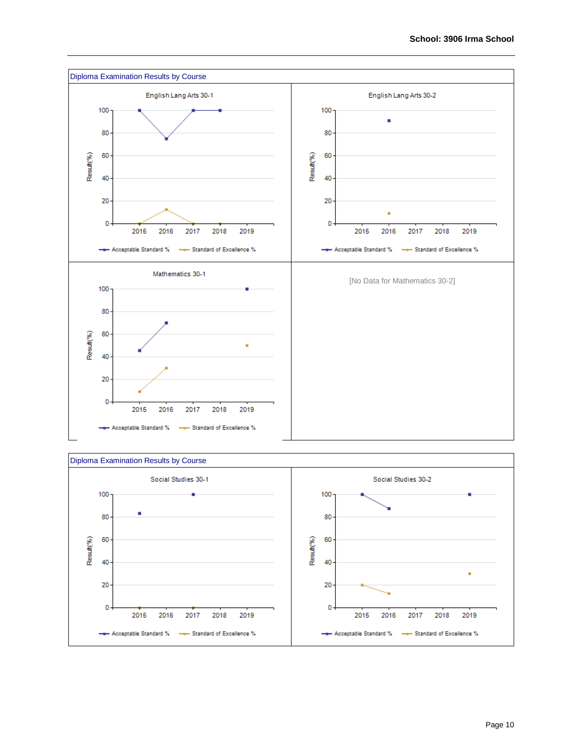School: 3906 Irma School

## Diploma Examination Results by Course

English Lang Arts 30-1

Result(%)

100
80
60
40
20
0

2015 2016 2017 2018 2019

Acceptable Standard % — Standard of Excellence %

English Lang Arts 30-2

Result(%)

100
80
60
40
20
0

2015 2016 2017 2018 2019

Acceptable Standard % — Standard of Excellence %

Mathematics 30-1

Result(%)

100
80
60
40
20
0

2015 2016 2017 2018 2019

Acceptable Standard % — Standard of Excellence %

[No Data for Mathematics 30-2]

## Diploma Examination Results by Course

Social Studies 30-1

Result(%)

100
80
60
40
20
0

2015 2016 2017 2018 2019

Acceptable Standard % — Standard of Excellence %

Social Studies 30-2

Result(%)

100
80
60
40
20
0

2015 2016 2017 2018 2019

Acceptable Standard % — Standard of Excellence %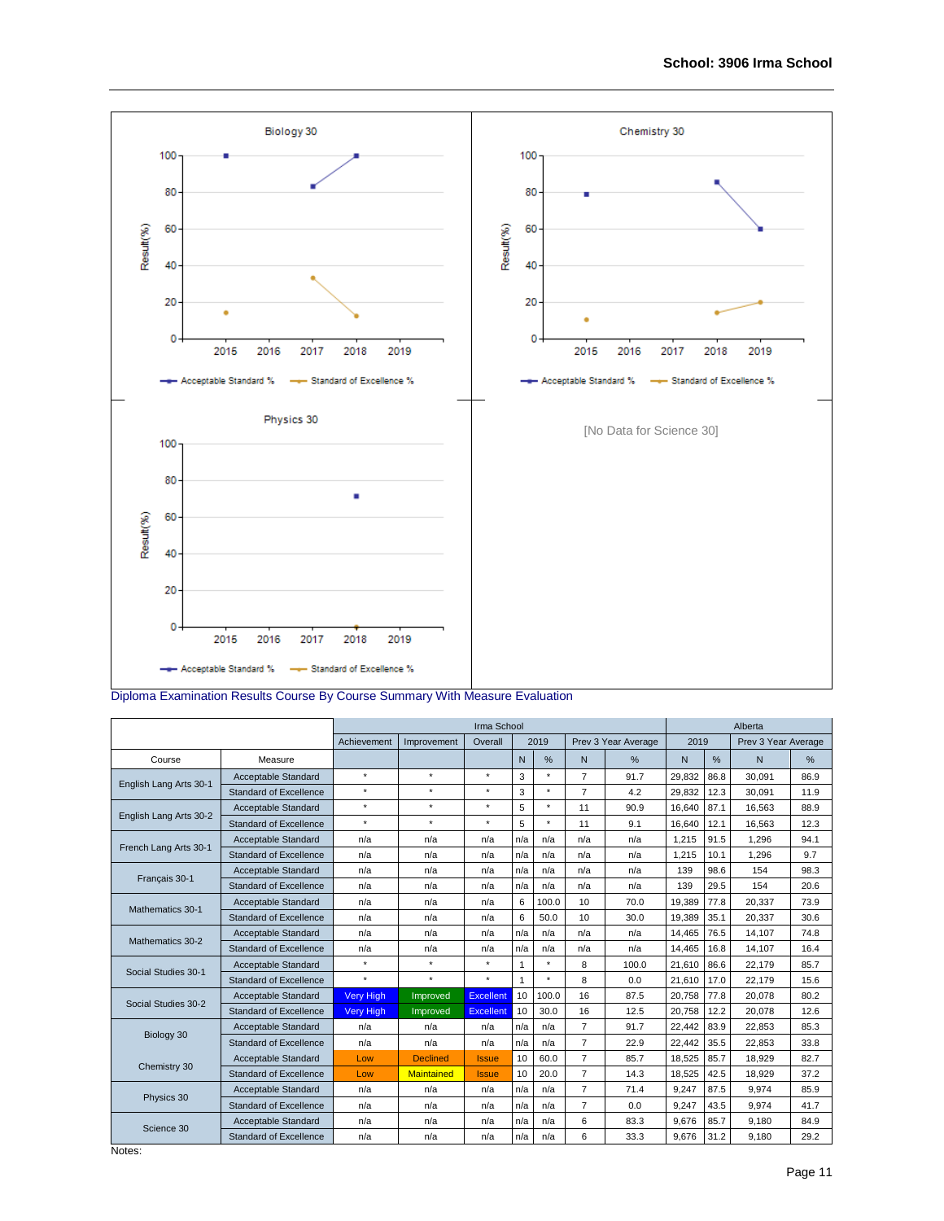Biology 30

Chemistry 30

Physics 30

[No Data for Science 30]

Diploma Examination Results Course By Course Summary With Measure Evaluation

| | | Irma School | | | | | | | Alberta | | | |
|---|---|---|---|---|---|---|---|---|---|---|---|---|
| | | Achievement | Improvement | Overall | 2019 | | Prev 3 Year Average | | 2019 | | Prev 3 Year Average | |
| Course | Measure | | | | N | % | N | % | N | % | N | % |
| English Lang Arts 30-1 | Acceptable Standard | * | * | * | 3 | * | 7 | 91.7 | 29,832 | 86.8 | 30,091 | 86.9 |
| | Standard of Excellence | * | * | * | 3 | * | 7 | 4.2 | 29,832 | 12.3 | 30,091 | 11.9 |
| English Lang Arts 30-2 | Acceptable Standard | * | * | * | 5 | * | 11 | 90.9 | 16,640 | 87.1 | 16,563 | 88.9 |
| | Standard of Excellence | * | * | * | 5 | * | 11 | 9.1 | 16,640 | 12.1 | 16,563 | 12.3 |
| French Lang Arts 30-1 | Acceptable Standard | n/a | n/a | n/a | n/a | n/a | n/a | n/a | 1,215 | 91.5 | 1,296 | 94.1 |
| | Standard of Excellence | n/a | n/a | n/a | n/a | n/a | n/a | n/a | 1,215 | 10.1 | 1,296 | 9.7 |
| Français 30-1 | Acceptable Standard | n/a | n/a | n/a | n/a | n/a | n/a | n/a | 139 | 98.6 | 154 | 98.3 |
| | Standard of Excellence | n/a | n/a | n/a | n/a | n/a | n/a | n/a | 139 | 29.5 | 154 | 20.6 |
| Mathematics 30-1 | Acceptable Standard | n/a | n/a | n/a | 6 | 100.0 | 10 | 70.0 | 19,389 | 77.8 | 20,337 | 73.9 |
| | Standard of Excellence | n/a | n/a | n/a | 6 | 50.0 | 10 | 30.0 | 19,389 | 35.1 | 20,337 | 30.6 |
| Mathematics 30-2 | Acceptable Standard | n/a | n/a | n/a | n/a | n/a | n/a | n/a | 14,465 | 76.5 | 14,107 | 74.8 |
| | Standard of Excellence | n/a | n/a | n/a | n/a | n/a | n/a | n/a | 14,465 | 16.8 | 14,107 | 16.4 |
| Social Studies 30-1 | Acceptable Standard | * | * | * | 1 | * | 8 | 100.0 | 21,610 | 86.6 | 22,179 | 85.7 |
| | Standard of Excellence | * | * | * | 1 | * | 8 | 0.0 | 21,610 | 17.0 | 22,179 | 15.6 |
| Social Studies 30-2 | Acceptable Standard | Very High | Improved | Excellent | 10 | 100.0 | 16 | 87.5 | 20,758 | 77.8 | 20,078 | 80.2 |
| | Standard of Excellence | Very High | Improved | Excellent | 10 | 30.0 | 16 | 12.5 | 20,758 | 12.2 | 20,078 | 12.6 |
| Biology 30 | Acceptable Standard | n/a | n/a | n/a | n/a | n/a | 7 | 91.7 | 22,442 | 83.9 | 22,853 | 85.3 |
| | Standard of Excellence | n/a | n/a | n/a | n/a | n/a | 7 | 22.9 | 22,442 | 35.5 | 22,853 | 33.8 |
| Chemistry 30 | Acceptable Standard | Low | Declined | Issue | 10 | 60.0 | 7 | 85.7 | 18,525 | 85.7 | 18,929 | 82.7 |
| | Standard of Excellence | Low | Maintained | Issue | 10 | 20.0 | 7 | 14.3 | 18,525 | 42.5 | 18,929 | 37.2 |
| Physics 30 | Acceptable Standard | n/a | n/a | n/a | n/a | n/a | 7 | 71.4 | 9,247 | 87.5 | 9,974 | 85.9 |
| | Standard of Excellence | n/a | n/a | n/a | n/a | n/a | 7 | 0.0 | 9,247 | 43.5 | 9,974 | 41.7 |
| Science 30 | Acceptable Standard | n/a | n/a | n/a | n/a | n/a | 6 | 83.3 | 9,676 | 85.7 | 9,180 | 84.9 |
| | Standard of Excellence | n/a | n/a | n/a | n/a | n/a | 6 | 33.3 | 9,676 | 31.2 | 9,180 | 29.2 |

Notes: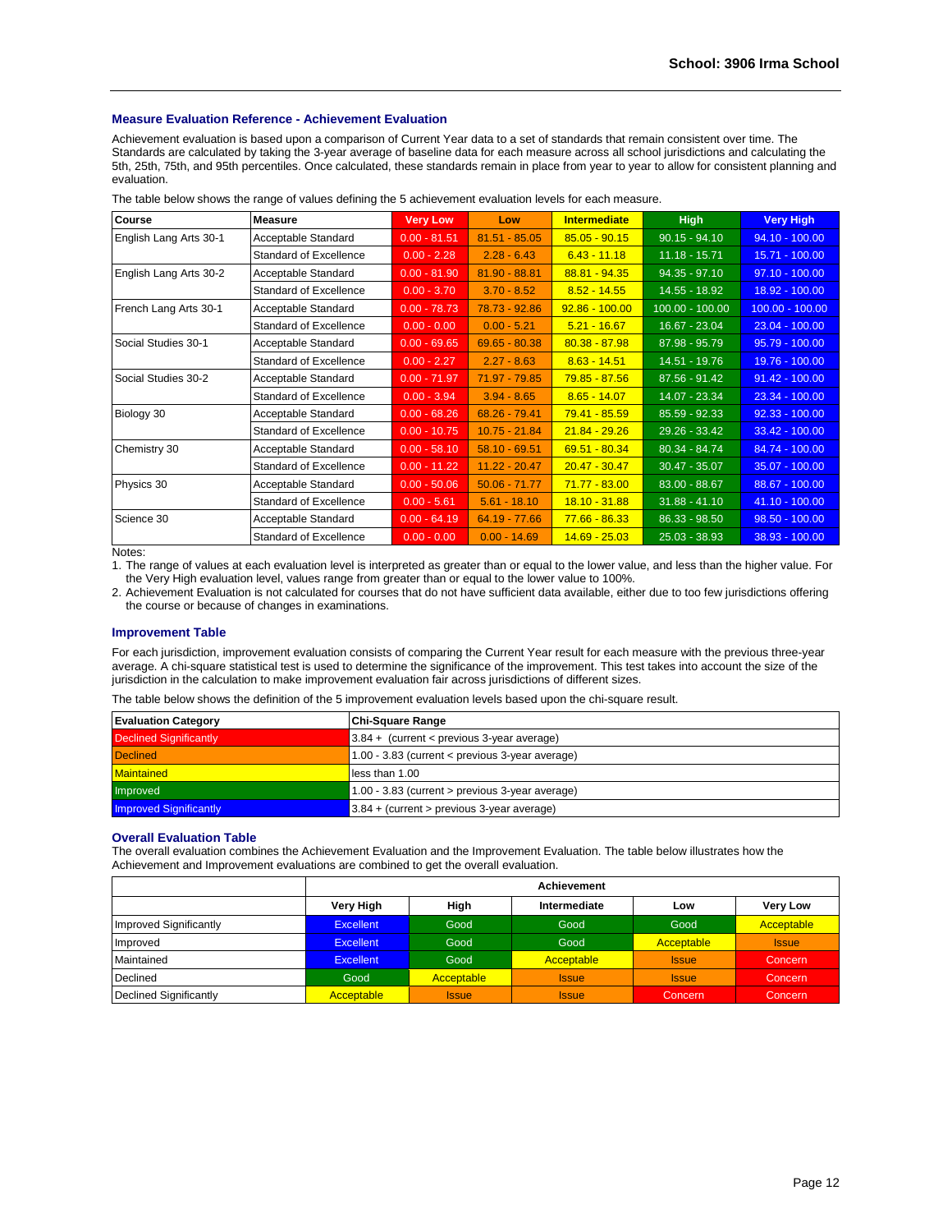## Measure Evaluation Reference - Achievement Evaluation

Achievement evaluation is based upon a comparison of Current Year data to a set of standards that remain consistent over time. The Standards are calculated by taking the 3-year average of baseline data for each measure across all school jurisdictions and calculating the 5th, 25th, 75th, and 95th percentiles. Once calculated, these standards remain in place from year to year to allow for consistent planning and evaluation.

The table below shows the range of values defining the 5 achievement evaluation levels for each measure.

| Course | Measure | Very Low | Low | Intermediate | High | Very High |
|---|---|---|---|---|---|---|
| English Lang Arts 30-1 | Acceptable Standard | 0.00 - 81.51 | 81.51 - 85.05 | 85.05 - 90.15 | 90.15 - 94.10 | 94.10 - 100.00 |
| | Standard of Excellence | 0.00 - 2.28 | 2.28 - 6.43 | 6.43 - 11.18 | 11.18 - 15.71 | 15.71 - 100.00 |
| English Lang Arts 30-2 | Acceptable Standard | 0.00 - 81.90 | 81.90 - 88.81 | 88.81 - 94.35 | 94.35 - 97.10 | 97.10 - 100.00 |
| | Standard of Excellence | 0.00 - 3.70 | 3.70 - 8.52 | 8.52 - 14.55 | 14.55 - 18.92 | 18.92 - 100.00 |
| French Lang Arts 30-1 | Acceptable Standard | 0.00 - 78.73 | 78.73 - 92.86 | 92.86 - 100.00 | 100.00 - 100.00 | 100.00 - 100.00 |
| | Standard of Excellence | 0.00 - 0.00 | 0.00 - 5.21 | 5.21 - 16.67 | 16.67 - 23.04 | 23.04 - 100.00 |
| Social Studies 30-1 | Acceptable Standard | 0.00 - 69.65 | 69.65 - 80.38 | 80.38 - 87.98 | 87.98 - 95.79 | 95.79 - 100.00 |
| | Standard of Excellence | 0.00 - 2.27 | 2.27 - 8.63 | 8.63 - 14.51 | 14.51 - 19.76 | 19.76 - 100.00 |
| Social Studies 30-2 | Acceptable Standard | 0.00 - 71.97 | 71.97 - 79.85 | 79.85 - 87.56 | 87.56 - 91.42 | 91.42 - 100.00 |
| | Standard of Excellence | 0.00 - 3.94 | 3.94 - 8.65 | 8.65 - 14.07 | 14.07 - 23.34 | 23.34 - 100.00 |
| Biology 30 | Acceptable Standard | 0.00 - 68.26 | 68.26 - 79.41 | 79.41 - 85.59 | 85.59 - 92.33 | 92.33 - 100.00 |
| | Standard of Excellence | 0.00 - 10.75 | 10.75 - 21.84 | 21.84 - 29.26 | 29.26 - 33.42 | 33.42 - 100.00 |
| Chemistry 30 | Acceptable Standard | 0.00 - 58.10 | 58.10 - 69.51 | 69.51 - 80.34 | 80.34 - 84.74 | 84.74 - 100.00 |
| | Standard of Excellence | 0.00 - 11.22 | 11.22 - 20.47 | 20.47 - 30.47 | 30.47 - 35.07 | 35.07 - 100.00 |
| Physics 30 | Acceptable Standard | 0.00 - 50.06 | 50.06 - 71.77 | 71.77 - 83.00 | 83.00 - 88.67 | 88.67 - 100.00 |
| | Standard of Excellence | 0.00 - 5.61 | 5.61 - 18.10 | 18.10 - 31.88 | 31.88 - 41.10 | 41.10 - 100.00 |
| Science 30 | Acceptable Standard | 0.00 - 64.19 | 64.19 - 77.66 | 77.66 - 86.33 | 86.33 - 98.50 | 98.50 - 100.00 |
| | Standard of Excellence | 0.00 - 0.00 | 0.00 - 14.69 | 14.69 - 25.03 | 25.03 - 38.93 | 38.93 - 100.00 |

Notes:

1. The range of values at each evaluation level is interpreted as greater than or equal to the lower value, and less than the higher value. For the Very High evaluation level, values range from greater than or equal to the lower value to 100%.
2. Achievement Evaluation is not calculated for courses that do not have sufficient data available, either due to too few jurisdictions offering the course or because of changes in examinations.

## Improvement Table

For each jurisdiction, improvement evaluation consists of comparing the Current Year result for each measure with the previous three-year average. A chi-square statistical test is used to determine the significance of the improvement. This test takes into account the size of the jurisdiction in the calculation to make improvement evaluation fair across jurisdictions of different sizes.

The table below shows the definition of the 5 improvement evaluation levels based upon the chi-square result.

| Evaluation Category | Chi-Square Range |
|---|---|
| Declined Significantly | 3.84 + (current < previous 3-year average) |
| Declined | 1.00 - 3.83 (current < previous 3-year average) |
| Maintained | less than 1.00 |
| Improved | 1.00 - 3.83 (current > previous 3-year average) |
| Improved Significantly | 3.84 + (current > previous 3-year average) |

## Overall Evaluation Table

The overall evaluation combines the Achievement Evaluation and the Improvement Evaluation. The table below illustrates how the Achievement and Improvement evaluations are combined to get the overall evaluation.

| | Achievement | | | | |
|---|---|---|---|---|---|
| | Very High | High | Intermediate | Low | Very Low |
| Improved Significantly | Excellent | Good | Good | Good | Acceptable |
| Improved | Excellent | Good | Good | Acceptable | Issue |
| Maintained | Excellent | Good | Acceptable | Issue | Concern |
| Declined | Good | Acceptable | Issue | Issue | Concern |
| Declined Significantly | Acceptable | Issue | Issue | Concern | Concern |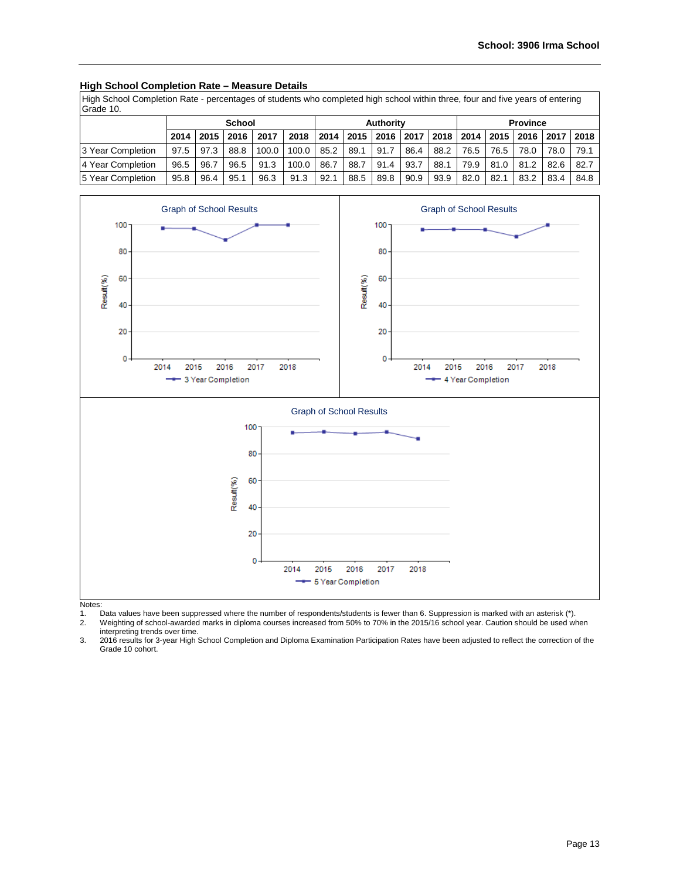## High School Completion Rate – Measure Details

| High School Completion Rate - percentages of students who completed high school within three, four and five years of entering Grade 10. | | | | | | | | | | | | | | | |
|---|---|---|---|---|---|---|---|---|---|---|---|---|---|---|---|
| | School | | | | | Authority | | | | | Province | | | | |
| | 2014 | 2015 | 2016 | 2017 | 2018 | 2014 | 2015 | 2016 | 2017 | 2018 | 2014 | 2015 | 2016 | 2017 | 2018 |
| 3 Year Completion | 97.5 | 97.3 | 88.8 | 100.0 | 100.0 | 85.2 | 89.1 | 91.7 | 86.4 | 88.2 | 76.5 | 76.5 | 78.0 | 78.0 | 79.1 |
| 4 Year Completion | 96.5 | 96.7 | 96.5 | 91.3 | 100.0 | 86.7 | 88.7 | 91.4 | 93.7 | 88.1 | 79.9 | 81.0 | 81.2 | 82.6 | 82.7 |
| 5 Year Completion | 95.8 | 96.4 | 95.1 | 96.3 | 91.3 | 92.1 | 88.5 | 89.8 | 90.9 | 93.9 | 82.0 | 82.1 | 83.2 | 83.4 | 84.8 |

Notes:
1. Data values have been suppressed where the number of respondents/students is fewer than 6. Suppression is marked with an asterisk (*).
2. Weighting of school-awarded marks in diploma courses increased from 50% to 70% in the 2015/16 school year. Caution should be used when interpreting trends over time.
3. 2016 results for 3-year High School Completion and Diploma Examination Participation Rates have been adjusted to reflect the correction of the Grade 10 cohort.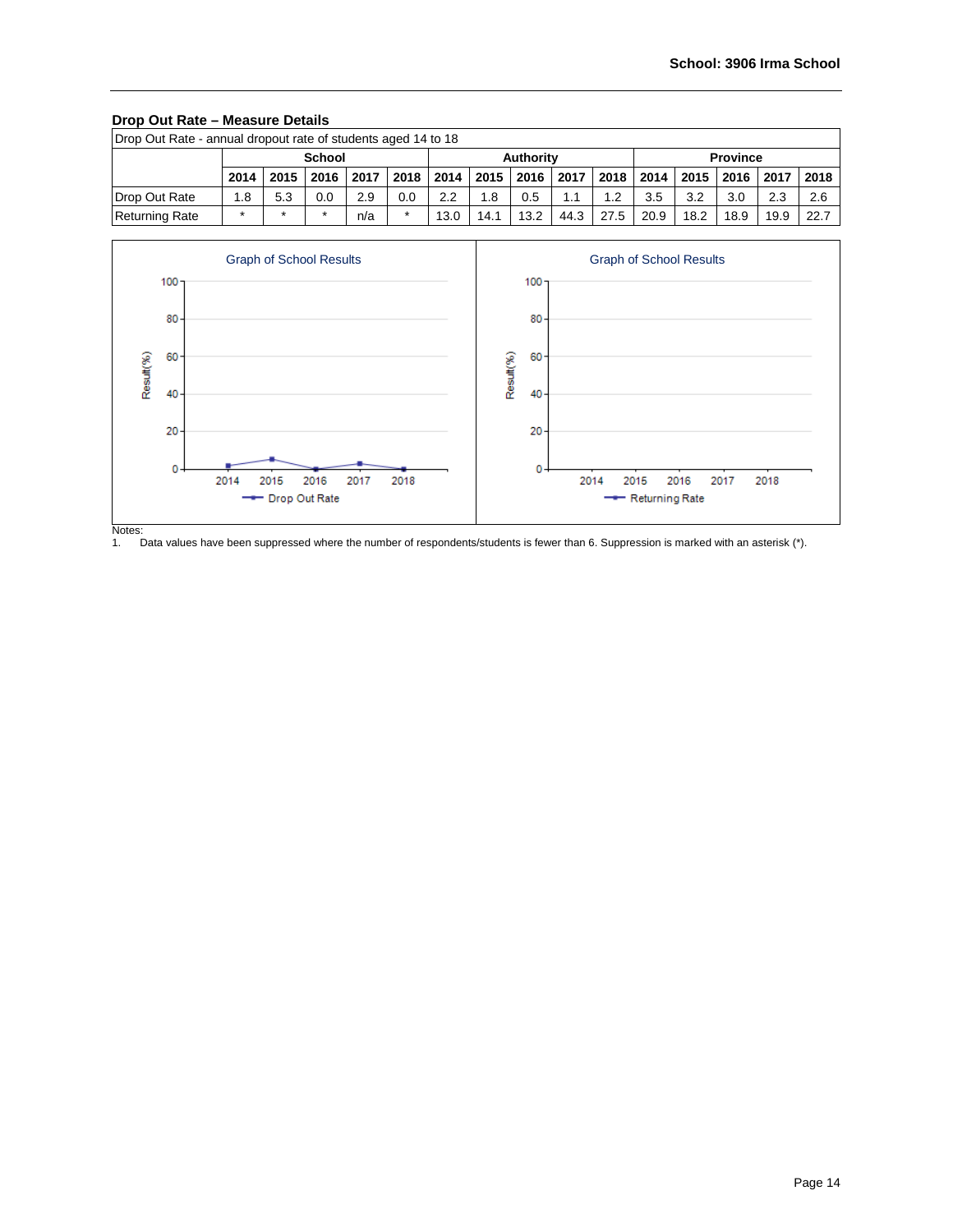## Drop Out Rate – Measure Details

| Drop Out Rate - annual dropout rate of students aged 14 to 18 | | | | | | | | | | | | | | | |
|---|---|---|---|---|---|---|---|---|---|---|---|---|---|---|---|
| | School | | | | | Authority | | | | | Province | | | | |
| | 2014 | 2015 | 2016 | 2017 | 2018 | 2014 | 2015 | 2016 | 2017 | 2018 | 2014 | 2015 | 2016 | 2017 | 2018 |
| Drop Out Rate | 1.8 | 5.3 | 0.0 | 2.9 | 0.0 | 2.2 | 1.8 | 0.5 | 1.1 | 1.2 | 3.5 | 3.2 | 3.0 | 2.3 | 2.6 |
| Returning Rate | * | * | * | n/a | * | 13.0 | 14.1 | 13.2 | 44.3 | 27.5 | 20.9 | 18.2 | 18.9 | 19.9 | 22.7 |

Graph of School Results (Drop Out Rate)

Graph of School Results (Returning Rate)

Notes:
1. Data values have been suppressed where the number of respondents/students is fewer than 6. Suppression is marked with an asterisk (*).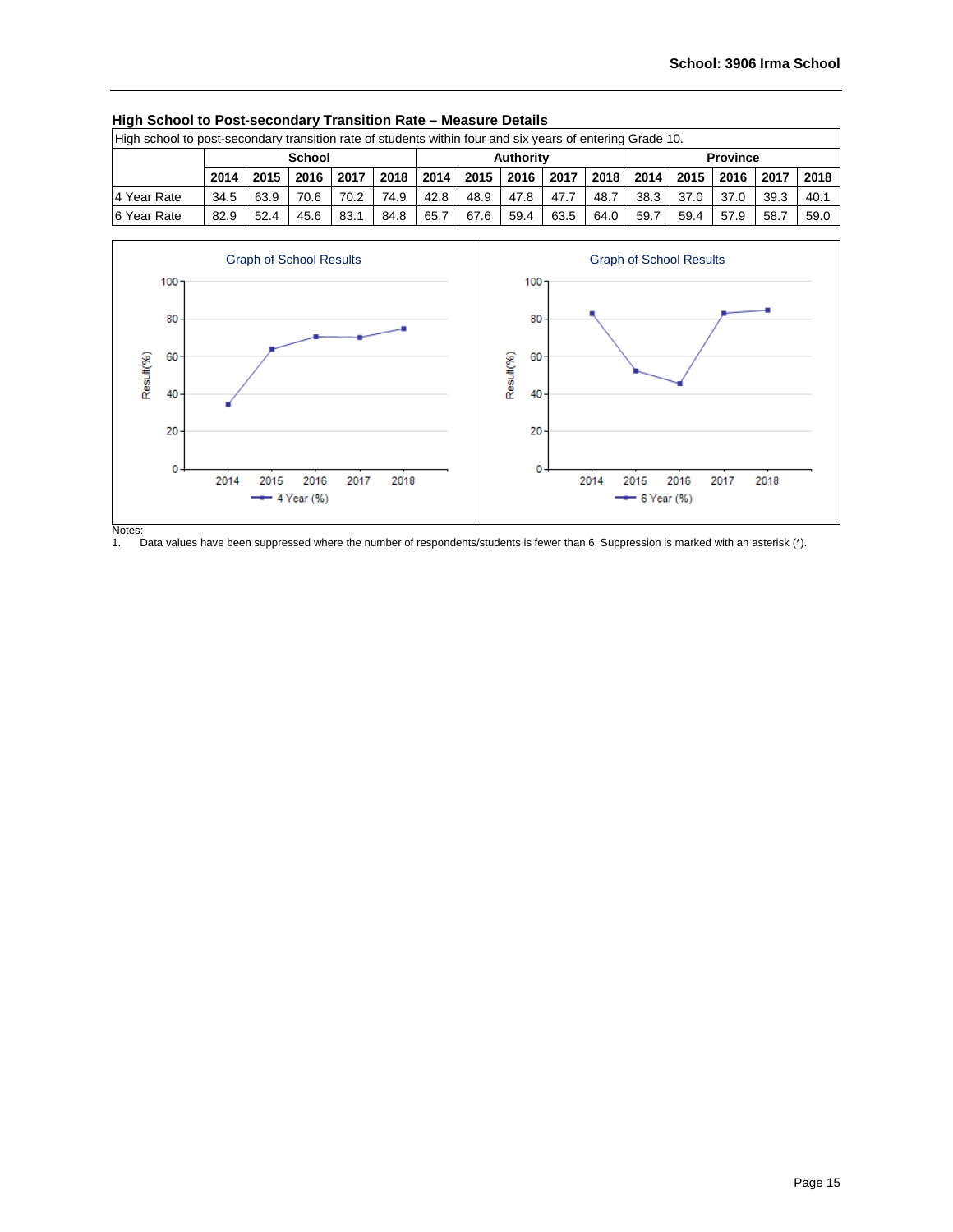## High School to Post-secondary Transition Rate – Measure Details

| High school to post-secondary transition rate of students within four and six years of entering Grade 10. | | | | | | | | | | | | | | | |
|---|---|---|---|---|---|---|---|---|---|---|---|---|---|---|---|
| | School | | | | | Authority | | | | | Province | | | | |
| | 2014 | 2015 | 2016 | 2017 | 2018 | 2014 | 2015 | 2016 | 2017 | 2018 | 2014 | 2015 | 2016 | 2017 | 2018 |
| 4 Year Rate | 34.5 | 63.9 | 70.6 | 70.2 | 74.9 | 42.8 | 48.9 | 47.8 | 47.7 | 48.7 | 38.3 | 37.0 | 37.0 | 39.3 | 40.1 |
| 6 Year Rate | 82.9 | 52.4 | 45.6 | 83.1 | 84.8 | 65.7 | 67.6 | 59.4 | 63.5 | 64.0 | 59.7 | 59.4 | 57.9 | 58.7 | 59.0 |

Notes:
1. Data values have been suppressed where the number of respondents/students is fewer than 6. Suppression is marked with an asterisk (*).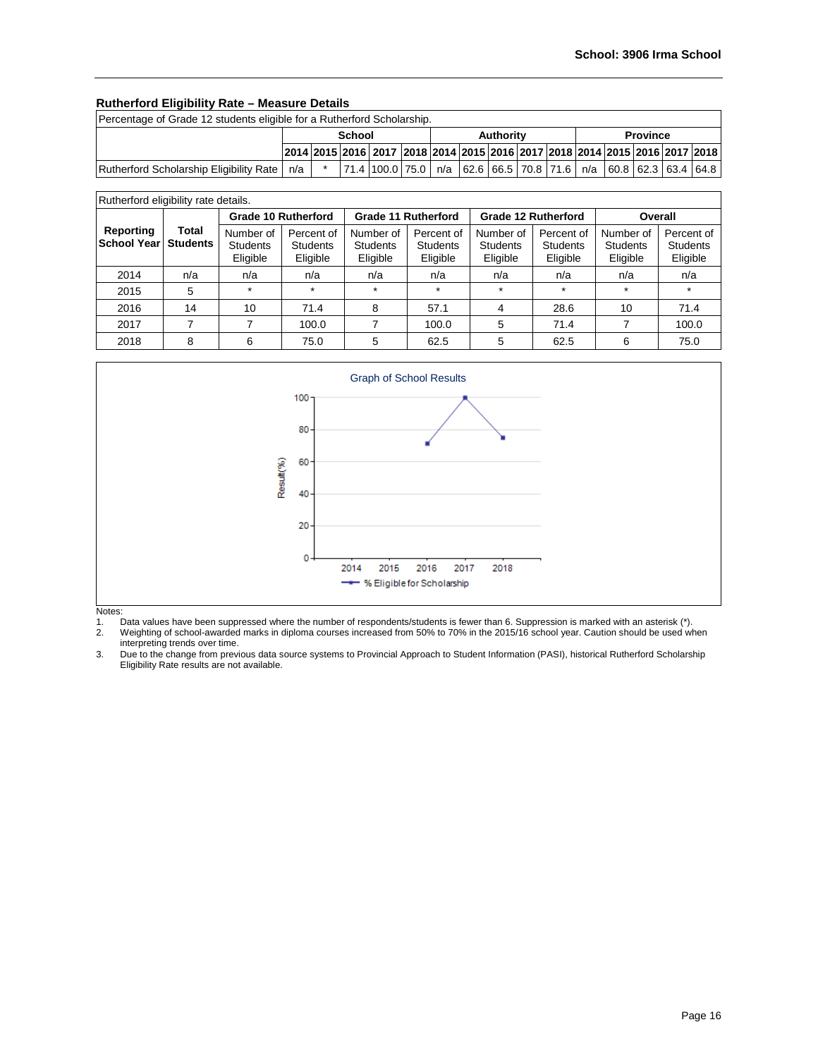## Rutherford Eligibility Rate – Measure Details

| Percentage of Grade 12 students eligible for a Rutherford Scholarship. | | | | | | | | | | | | | | | |
|---|---|---|---|---|---|---|---|---|---|---|---|---|---|---|---|
| | School | | | | | Authority | | | | | Province | | | | |
| | 2014 | 2015 | 2016 | 2017 | 2018 | 2014 | 2015 | 2016 | 2017 | 2018 | 2014 | 2015 | 2016 | 2017 | 2018 |
| Rutherford Scholarship Eligibility Rate | n/a | * | 71.4 | 100.0 | 75.0 | n/a | 62.6 | 66.5 | 70.8 | 71.6 | n/a | 60.8 | 62.3 | 63.4 | 64.8 |

| Rutherford eligibility rate details. | | | | | | | | | |
|---|---|---|---|---|---|---|---|---|---|
| Reporting School Year | Total Students | Grade 10 Rutherford | | Grade 11 Rutherford | | Grade 12 Rutherford | | Overall | |
| | | Number of Students Eligible | Percent of Students Eligible | Number of Students Eligible | Percent of Students Eligible | Number of Students Eligible | Percent of Students Eligible | Number of Students Eligible | Percent of Students Eligible |
| 2014 | n/a | n/a | n/a | n/a | n/a | n/a | n/a | n/a | n/a |
| 2015 | 5 | * | * | * | * | * | * | * | * |
| 2016 | 14 | 10 | 71.4 | 8 | 57.1 | 4 | 28.6 | 10 | 71.4 |
| 2017 | 7 | 7 | 100.0 | 7 | 100.0 | 5 | 71.4 | 7 | 100.0 |
| 2018 | 8 | 6 | 75.0 | 5 | 62.5 | 5 | 62.5 | 6 | 75.0 |

Graph of School Results

Notes:

1. Data values have been suppressed where the number of respondents/students is fewer than 6. Suppression is marked with an asterisk (*).
2. Weighting of school-awarded marks in diploma courses increased from 50% to 70% in the 2015/16 school year. Caution should be used when interpreting trends over time.
3. Due to the change from previous data source systems to Provincial Approach to Student Information (PASI), historical Rutherford Scholarship Eligibility Rate results are not available.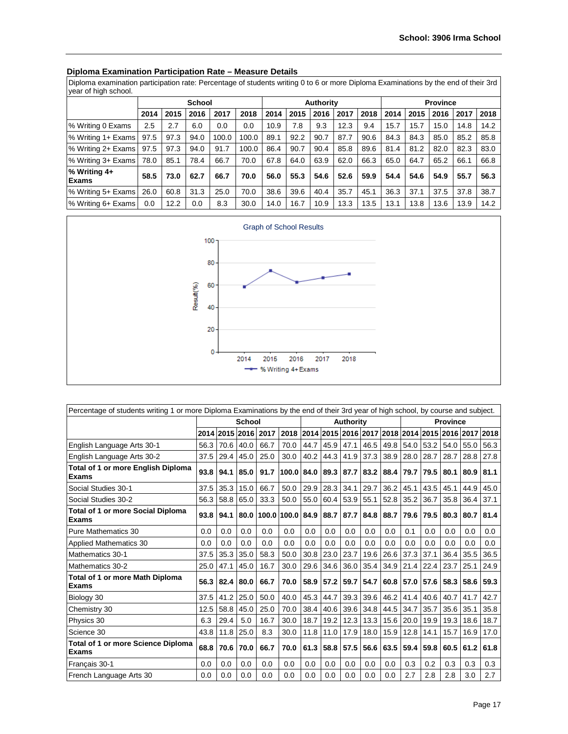## Diploma Examination Participation Rate – Measure Details

Diploma examination participation rate: Percentage of students writing 0 to 6 or more Diploma Examinations by the end of their 3rd year of high school.

| | School | | | | | Authority | | | | | Province | | | | |
|---|---|---|---|---|---|---|---|---|---|---|---|---|---|---|---|
| | 2014 | 2015 | 2016 | 2017 | 2018 | 2014 | 2015 | 2016 | 2017 | 2018 | 2014 | 2015 | 2016 | 2017 | 2018 |
| % Writing 0 Exams | 2.5 | 2.7 | 6.0 | 0.0 | 0.0 | 10.9 | 7.8 | 9.3 | 12.3 | 9.4 | 15.7 | 15.7 | 15.0 | 14.8 | 14.2 |
| % Writing 1+ Exams | 97.5 | 97.3 | 94.0 | 100.0 | 100.0 | 89.1 | 92.2 | 90.7 | 87.7 | 90.6 | 84.3 | 84.3 | 85.0 | 85.2 | 85.8 |
| % Writing 2+ Exams | 97.5 | 97.3 | 94.0 | 91.7 | 100.0 | 86.4 | 90.7 | 90.4 | 85.8 | 89.6 | 81.4 | 81.2 | 82.0 | 82.3 | 83.0 |
| % Writing 3+ Exams | 78.0 | 85.1 | 78.4 | 66.7 | 70.0 | 67.8 | 64.0 | 63.9 | 62.0 | 66.3 | 65.0 | 64.7 | 65.2 | 66.1 | 66.8 |
| **% Writing 4+ Exams** | **58.5** | **73.0** | **62.7** | **66.7** | **70.0** | **56.0** | **55.3** | **54.6** | **52.6** | **59.9** | **54.4** | **54.6** | **54.9** | **55.7** | **56.3** |
| % Writing 5+ Exams | 26.0 | 60.8 | 31.3 | 25.0 | 70.0 | 38.6 | 39.6 | 40.4 | 35.7 | 45.1 | 36.3 | 37.1 | 37.5 | 37.8 | 38.7 |
| % Writing 6+ Exams | 0.0 | 12.2 | 0.0 | 8.3 | 30.0 | 14.0 | 16.7 | 10.9 | 13.3 | 13.5 | 13.1 | 13.8 | 13.6 | 13.9 | 14.2 |

Graph of School Results

| Year | % Writing 4+ Exams |
|---|---|
| 2014 | 58.5 |
| 2015 | 73.0 |
| 2016 | 62.7 |
| 2017 | 66.7 |
| 2018 | 70.0 |

Percentage of students writing 1 or more Diploma Examinations by the end of their 3rd year of high school, by course and subject.

| | School | | | | | Authority | | | | | Province | | | | |
|---|---|---|---|---|---|---|---|---|---|---|---|---|---|---|---|
| | 2014 | 2015 | 2016 | 2017 | 2018 | 2014 | 2015 | 2016 | 2017 | 2018 | 2014 | 2015 | 2016 | 2017 | 2018 |
| English Language Arts 30-1 | 56.3 | 70.6 | 40.0 | 66.7 | 70.0 | 44.7 | 45.9 | 47.1 | 46.5 | 49.8 | 54.0 | 53.2 | 54.0 | 55.0 | 56.3 |
| English Language Arts 30-2 | 37.5 | 29.4 | 45.0 | 25.0 | 30.0 | 40.2 | 44.3 | 41.9 | 37.3 | 38.9 | 28.0 | 28.7 | 28.7 | 28.8 | 27.8 |
| **Total of 1 or more English Diploma Exams** | **93.8** | **94.1** | **85.0** | **91.7** | **100.0** | **84.0** | **89.3** | **87.7** | **83.2** | **88.4** | **79.7** | **79.5** | **80.1** | **80.9** | **81.1** |
| Social Studies 30-1 | 37.5 | 35.3 | 15.0 | 66.7 | 50.0 | 29.9 | 28.3 | 34.1 | 29.7 | 36.2 | 45.1 | 43.5 | 45.1 | 44.9 | 45.0 |
| Social Studies 30-2 | 56.3 | 58.8 | 65.0 | 33.3 | 50.0 | 55.0 | 60.4 | 53.9 | 55.1 | 52.8 | 35.2 | 36.7 | 35.8 | 36.4 | 37.1 |
| **Total of 1 or more Social Diploma Exams** | **93.8** | **94.1** | **80.0** | **100.0** | **100.0** | **84.9** | **88.7** | **87.7** | **84.8** | **88.7** | **79.6** | **79.5** | **80.3** | **80.7** | **81.4** |
| Pure Mathematics 30 | 0.0 | 0.0 | 0.0 | 0.0 | 0.0 | 0.0 | 0.0 | 0.0 | 0.0 | 0.0 | 0.1 | 0.0 | 0.0 | 0.0 | 0.0 |
| Applied Mathematics 30 | 0.0 | 0.0 | 0.0 | 0.0 | 0.0 | 0.0 | 0.0 | 0.0 | 0.0 | 0.0 | 0.0 | 0.0 | 0.0 | 0.0 | 0.0 |
| Mathematics 30-1 | 37.5 | 35.3 | 35.0 | 58.3 | 50.0 | 30.8 | 23.0 | 23.7 | 19.6 | 26.6 | 37.3 | 37.1 | 36.4 | 35.5 | 36.5 |
| Mathematics 30-2 | 25.0 | 47.1 | 45.0 | 16.7 | 30.0 | 29.6 | 34.6 | 36.0 | 35.4 | 34.9 | 21.4 | 22.4 | 23.7 | 25.1 | 24.9 |
| **Total of 1 or more Math Diploma Exams** | **56.3** | **82.4** | **80.0** | **66.7** | **70.0** | **58.9** | **57.2** | **59.7** | **54.7** | **60.8** | **57.0** | **57.6** | **58.3** | **58.6** | **59.3** |
| Biology 30 | 37.5 | 41.2 | 25.0 | 50.0 | 40.0 | 45.3 | 44.7 | 39.3 | 39.6 | 46.2 | 41.4 | 40.6 | 40.7 | 41.7 | 42.7 |
| Chemistry 30 | 12.5 | 58.8 | 45.0 | 25.0 | 70.0 | 38.4 | 40.6 | 39.6 | 34.8 | 44.5 | 34.7 | 35.7 | 35.6 | 35.1 | 35.8 |
| Physics 30 | 6.3 | 29.4 | 5.0 | 16.7 | 30.0 | 18.7 | 19.2 | 12.3 | 13.3 | 15.6 | 20.0 | 19.9 | 19.3 | 18.6 | 18.7 |
| Science 30 | 43.8 | 11.8 | 25.0 | 8.3 | 30.0 | 11.8 | 11.0 | 17.9 | 18.0 | 15.9 | 12.8 | 14.1 | 15.7 | 16.9 | 17.0 |
| **Total of 1 or more Science Diploma Exams** | **68.8** | **70.6** | **70.0** | **66.7** | **70.0** | **61.3** | **58.8** | **57.5** | **56.6** | **63.5** | **59.4** | **59.8** | **60.5** | **61.2** | **61.8** |
| Français 30-1 | 0.0 | 0.0 | 0.0 | 0.0 | 0.0 | 0.0 | 0.0 | 0.0 | 0.0 | 0.0 | 0.3 | 0.2 | 0.3 | 0.3 | 0.3 |
| French Language Arts 30 | 0.0 | 0.0 | 0.0 | 0.0 | 0.0 | 0.0 | 0.0 | 0.0 | 0.0 | 0.0 | 2.7 | 2.8 | 2.8 | 3.0 | 2.7 |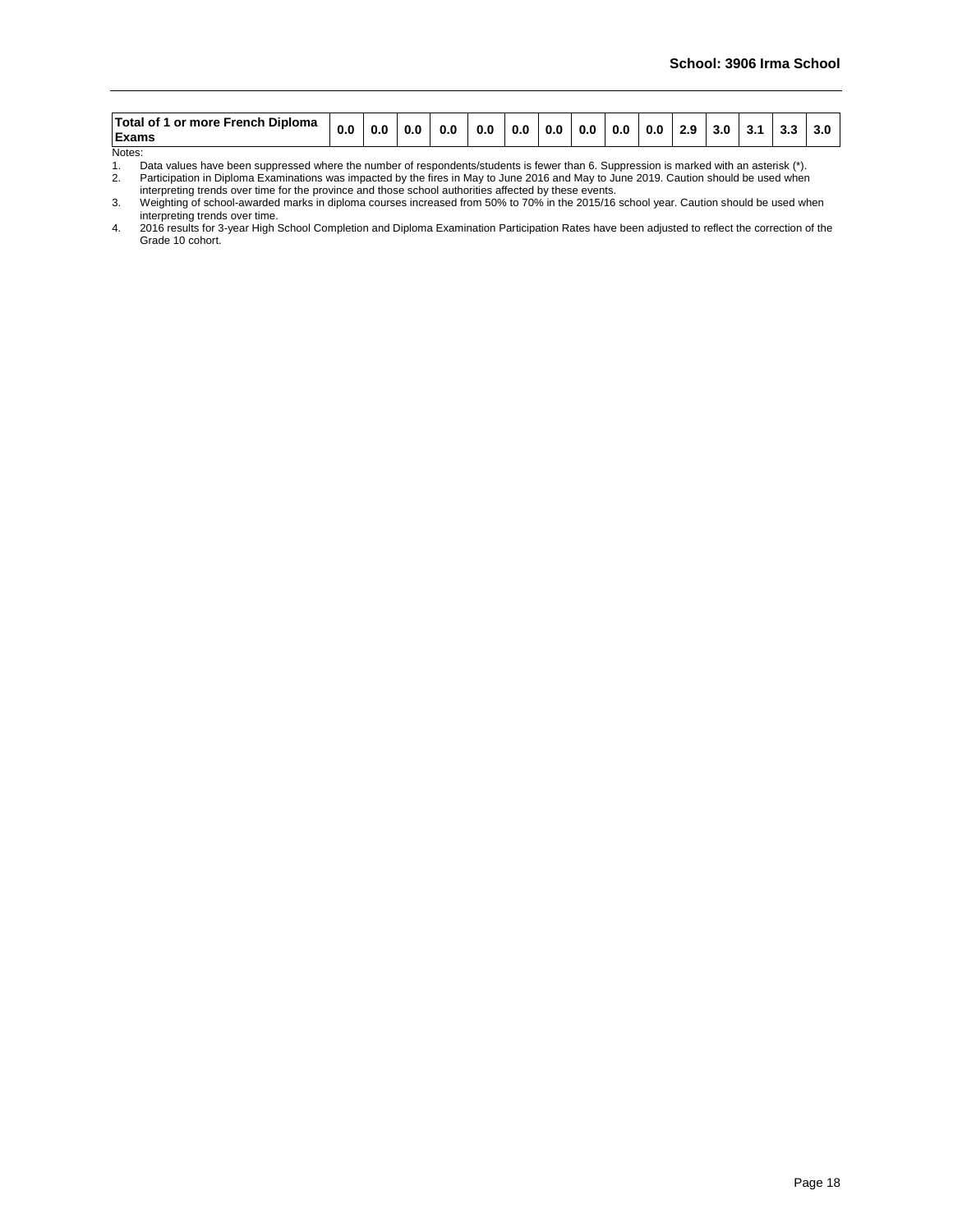| Total of 1 or more French Diploma Exams | 0.0 | 0.0 | 0.0 | 0.0 | 0.0 | 0.0 | 0.0 | 0.0 | 0.0 | 0.0 | 2.9 | 3.0 | 3.1 | 3.3 | 3.0 |
|---|---|---|---|---|---|---|---|---|---|---|---|---|---|---|---|

Notes:

1. Data values have been suppressed where the number of respondents/students is fewer than 6. Suppression is marked with an asterisk (*).
2. Participation in Diploma Examinations was impacted by the fires in May to June 2016 and May to June 2019. Caution should be used when interpreting trends over time for the province and those school authorities affected by these events.
3. Weighting of school-awarded marks in diploma courses increased from 50% to 70% in the 2015/16 school year. Caution should be used when interpreting trends over time.
4. 2016 results for 3-year High School Completion and Diploma Examination Participation Rates have been adjusted to reflect the correction of the Grade 10 cohort.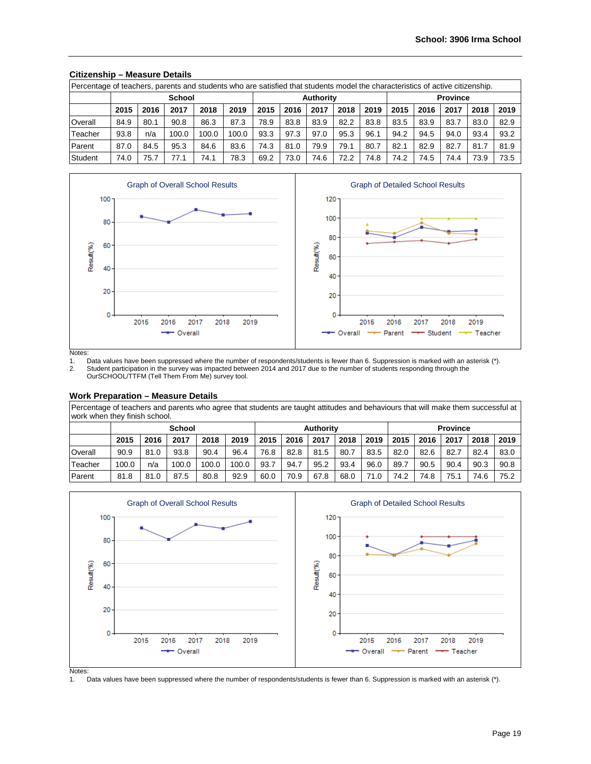## Citizenship – Measure Details

| Percentage of teachers, parents and students who are satisfied that students model the characteristics of active citizenship. | | | | | | | | | | | | | | | |
|---|---|---|---|---|---|---|---|---|---|---|---|---|---|---|---|
| | School | | | | | Authority | | | | | Province | | | | |
| | 2015 | 2016 | 2017 | 2018 | 2019 | 2015 | 2016 | 2017 | 2018 | 2019 | 2015 | 2016 | 2017 | 2018 | 2019 |
| Overall | 84.9 | 80.1 | 90.8 | 86.3 | 87.3 | 78.9 | 83.8 | 83.9 | 82.2 | 83.8 | 83.5 | 83.9 | 83.7 | 83.0 | 82.9 |
| Teacher | 93.8 | n/a | 100.0 | 100.0 | 100.0 | 93.3 | 97.3 | 97.0 | 95.3 | 96.1 | 94.2 | 94.5 | 94.0 | 93.4 | 93.2 |
| Parent | 87.0 | 84.5 | 95.3 | 84.6 | 83.6 | 74.3 | 81.0 | 79.9 | 79.1 | 80.7 | 82.1 | 82.9 | 82.7 | 81.7 | 81.9 |
| Student | 74.0 | 75.7 | 77.1 | 74.1 | 78.3 | 69.2 | 73.0 | 74.6 | 72.2 | 74.8 | 74.2 | 74.5 | 74.4 | 73.9 | 73.5 |

Graph of Overall School Results

Graph of Detailed School Results

Notes:
1. Data values have been suppressed where the number of respondents/students is fewer than 6. Suppression is marked with an asterisk (*).
2. Student participation in the survey was impacted between 2014 and 2017 due to the number of students responding through the OurSCHOOL/TTFM (Tell Them From Me) survey tool.

## Work Preparation – Measure Details

| Percentage of teachers and parents who agree that students are taught attitudes and behaviours that will make them successful at work when they finish school. | | | | | | | | | | | | | | | |
|---|---|---|---|---|---|---|---|---|---|---|---|---|---|---|---|
| | School | | | | | Authority | | | | | Province | | | | |
| | 2015 | 2016 | 2017 | 2018 | 2019 | 2015 | 2016 | 2017 | 2018 | 2019 | 2015 | 2016 | 2017 | 2018 | 2019 |
| Overall | 90.9 | 81.0 | 93.8 | 90.4 | 96.4 | 76.8 | 82.8 | 81.5 | 80.7 | 83.5 | 82.0 | 82.6 | 82.7 | 82.4 | 83.0 |
| Teacher | 100.0 | n/a | 100.0 | 100.0 | 100.0 | 93.7 | 94.7 | 95.2 | 93.4 | 96.0 | 89.7 | 90.5 | 90.4 | 90.3 | 90.8 |
| Parent | 81.8 | 81.0 | 87.5 | 80.8 | 92.9 | 60.0 | 70.9 | 67.8 | 68.0 | 71.0 | 74.2 | 74.8 | 75.1 | 74.6 | 75.2 |

Graph of Overall School Results

Graph of Detailed School Results

Notes:
1. Data values have been suppressed where the number of respondents/students is fewer than 6. Suppression is marked with an asterisk (*).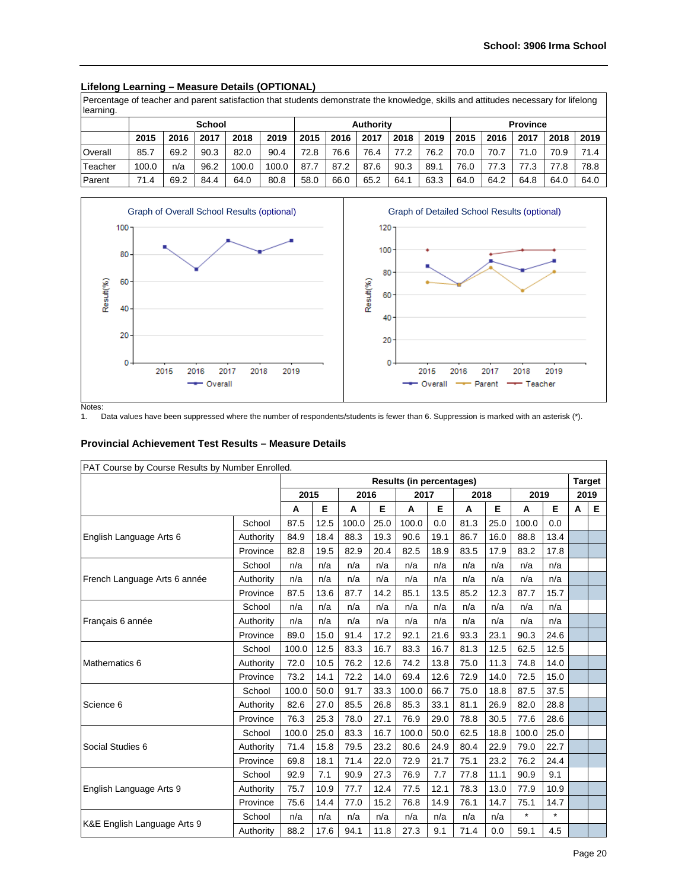## Lifelong Learning – Measure Details (OPTIONAL)

| Percentage of teacher and parent satisfaction that students demonstrate the knowledge, skills and attitudes necessary for lifelong learning. | | | | | | | | | | | | | | | |
|---|---|---|---|---|---|---|---|---|---|---|---|---|---|---|---|
| | School | | | | | Authority | | | | | Province | | | | |
| | 2015 | 2016 | 2017 | 2018 | 2019 | 2015 | 2016 | 2017 | 2018 | 2019 | 2015 | 2016 | 2017 | 2018 | 2019 |
| Overall | 85.7 | 69.2 | 90.3 | 82.0 | 90.4 | 72.8 | 76.6 | 76.4 | 77.2 | 76.2 | 70.0 | 70.7 | 71.0 | 70.9 | 71.4 |
| Teacher | 100.0 | n/a | 96.2 | 100.0 | 100.0 | 87.7 | 87.2 | 87.6 | 90.3 | 89.1 | 76.0 | 77.3 | 77.3 | 77.8 | 78.8 |
| Parent | 71.4 | 69.2 | 84.4 | 64.0 | 80.8 | 58.0 | 66.0 | 65.2 | 64.1 | 63.3 | 64.0 | 64.2 | 64.8 | 64.0 | 64.0 |

Graph of Overall School Results (optional)

Graph of Detailed School Results (optional)

Notes:
1. Data values have been suppressed where the number of respondents/students is fewer than 6. Suppression is marked with an asterisk (*).

## Provincial Achievement Test Results – Measure Details

| PAT Course by Course Results by Number Enrolled. | | | | | | | | | | | | | | |
|---|---|---|---|---|---|---|---|---|---|---|---|---|---|---|
| | | Results (in percentages) | | | | | | | | | | Target | |
| | | 2015 | | 2016 | | 2017 | | 2018 | | 2019 | | 2019 | |
| | | A | E | A | E | A | E | A | E | A | E | A | E |
| English Language Arts 6 | School | 87.5 | 12.5 | 100.0 | 25.0 | 100.0 | 0.0 | 81.3 | 25.0 | 100.0 | 0.0 | | |
| | Authority | 84.9 | 18.4 | 88.3 | 19.3 | 90.6 | 19.1 | 86.7 | 16.0 | 88.8 | 13.4 | | |
| | Province | 82.8 | 19.5 | 82.9 | 20.4 | 82.5 | 18.9 | 83.5 | 17.9 | 83.2 | 17.8 | | |
| French Language Arts 6 année | School | n/a | n/a | n/a | n/a | n/a | n/a | n/a | n/a | n/a | n/a | | |
| | Authority | n/a | n/a | n/a | n/a | n/a | n/a | n/a | n/a | n/a | n/a | | |
| | Province | 87.5 | 13.6 | 87.7 | 14.2 | 85.1 | 13.5 | 85.2 | 12.3 | 87.7 | 15.7 | | |
| Français 6 année | School | n/a | n/a | n/a | n/a | n/a | n/a | n/a | n/a | n/a | n/a | | |
| | Authority | n/a | n/a | n/a | n/a | n/a | n/a | n/a | n/a | n/a | n/a | | |
| | Province | 89.0 | 15.0 | 91.4 | 17.2 | 92.1 | 21.6 | 93.3 | 23.1 | 90.3 | 24.6 | | |
| Mathematics 6 | School | 100.0 | 12.5 | 83.3 | 16.7 | 83.3 | 16.7 | 81.3 | 12.5 | 62.5 | 12.5 | | |
| | Authority | 72.0 | 10.5 | 76.2 | 12.6 | 74.2 | 13.8 | 75.0 | 11.3 | 74.8 | 14.0 | | |
| | Province | 73.2 | 14.1 | 72.2 | 14.0 | 69.4 | 12.6 | 72.9 | 14.0 | 72.5 | 15.0 | | |
| Science 6 | School | 100.0 | 50.0 | 91.7 | 33.3 | 100.0 | 66.7 | 75.0 | 18.8 | 87.5 | 37.5 | | |
| | Authority | 82.6 | 27.0 | 85.5 | 26.8 | 85.3 | 33.1 | 81.1 | 26.9 | 82.0 | 28.8 | | |
| | Province | 76.3 | 25.3 | 78.0 | 27.1 | 76.9 | 29.0 | 78.8 | 30.5 | 77.6 | 28.6 | | |
| Social Studies 6 | School | 100.0 | 25.0 | 83.3 | 16.7 | 100.0 | 50.0 | 62.5 | 18.8 | 100.0 | 25.0 | | |
| | Authority | 71.4 | 15.8 | 79.5 | 23.2 | 80.6 | 24.9 | 80.4 | 22.9 | 79.0 | 22.7 | | |
| | Province | 69.8 | 18.1 | 71.4 | 22.0 | 72.9 | 21.7 | 75.1 | 23.2 | 76.2 | 24.4 | | |
| English Language Arts 9 | School | 92.9 | 7.1 | 90.9 | 27.3 | 76.9 | 7.7 | 77.8 | 11.1 | 90.9 | 9.1 | | |
| | Authority | 75.7 | 10.9 | 77.7 | 12.4 | 77.5 | 12.1 | 78.3 | 13.0 | 77.9 | 10.9 | | |
| | Province | 75.6 | 14.4 | 77.0 | 15.2 | 76.8 | 14.9 | 76.1 | 14.7 | 75.1 | 14.7 | | |
| K&E English Language Arts 9 | School | n/a | n/a | n/a | n/a | n/a | n/a | n/a | n/a | * | * | | |
| | Authority | 88.2 | 17.6 | 94.1 | 11.8 | 27.3 | 9.1 | 71.4 | 0.0 | 59.1 | 4.5 | | |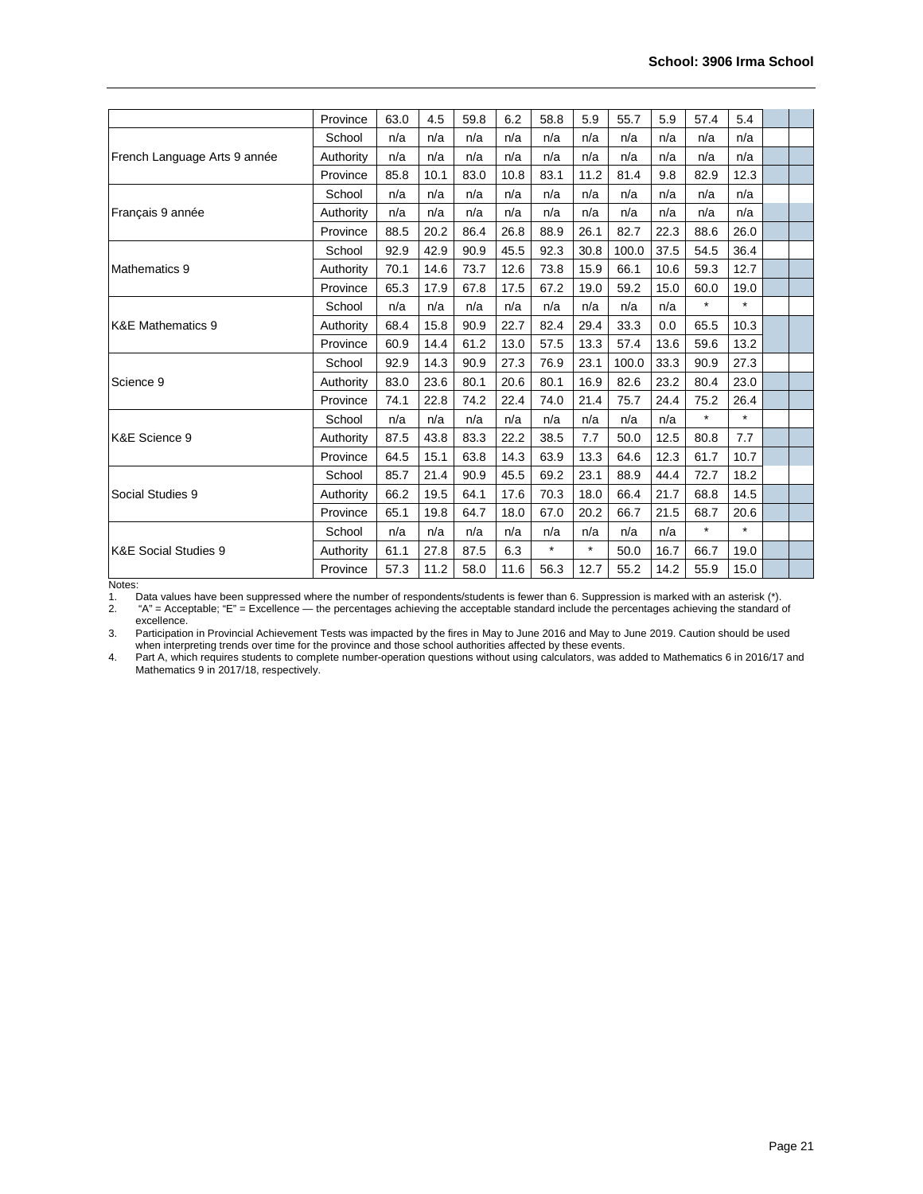| | | | | | | | | | | | | | |
|---|---|---|---|---|---|---|---|---|---|---|---|---|---|
| | Province | 63.0 | 4.5 | 59.8 | 6.2 | 58.8 | 5.9 | 55.7 | 5.9 | 57.4 | 5.4 | | |
| French Language Arts 9 année | School | n/a | n/a | n/a | n/a | n/a | n/a | n/a | n/a | n/a | n/a | | |
| | Authority | n/a | n/a | n/a | n/a | n/a | n/a | n/a | n/a | n/a | n/a | | |
| | Province | 85.8 | 10.1 | 83.0 | 10.8 | 83.1 | 11.2 | 81.4 | 9.8 | 82.9 | 12.3 | | |
| Français 9 année | School | n/a | n/a | n/a | n/a | n/a | n/a | n/a | n/a | n/a | n/a | | |
| | Authority | n/a | n/a | n/a | n/a | n/a | n/a | n/a | n/a | n/a | n/a | | |
| | Province | 88.5 | 20.2 | 86.4 | 26.8 | 88.9 | 26.1 | 82.7 | 22.3 | 88.6 | 26.0 | | |
| Mathematics 9 | School | 92.9 | 42.9 | 90.9 | 45.5 | 92.3 | 30.8 | 100.0 | 37.5 | 54.5 | 36.4 | | |
| | Authority | 70.1 | 14.6 | 73.7 | 12.6 | 73.8 | 15.9 | 66.1 | 10.6 | 59.3 | 12.7 | | |
| | Province | 65.3 | 17.9 | 67.8 | 17.5 | 67.2 | 19.0 | 59.2 | 15.0 | 60.0 | 19.0 | | |
| K&E Mathematics 9 | School | n/a | n/a | n/a | n/a | n/a | n/a | n/a | n/a | * | * | | |
| | Authority | 68.4 | 15.8 | 90.9 | 22.7 | 82.4 | 29.4 | 33.3 | 0.0 | 65.5 | 10.3 | | |
| | Province | 60.9 | 14.4 | 61.2 | 13.0 | 57.5 | 13.3 | 57.4 | 13.6 | 59.6 | 13.2 | | |
| Science 9 | School | 92.9 | 14.3 | 90.9 | 27.3 | 76.9 | 23.1 | 100.0 | 33.3 | 90.9 | 27.3 | | |
| | Authority | 83.0 | 23.6 | 80.1 | 20.6 | 80.1 | 16.9 | 82.6 | 23.2 | 80.4 | 23.0 | | |
| | Province | 74.1 | 22.8 | 74.2 | 22.4 | 74.0 | 21.4 | 75.7 | 24.4 | 75.2 | 26.4 | | |
| K&E Science 9 | School | n/a | n/a | n/a | n/a | n/a | n/a | n/a | n/a | * | * | | |
| | Authority | 87.5 | 43.8 | 83.3 | 22.2 | 38.5 | 7.7 | 50.0 | 12.5 | 80.8 | 7.7 | | |
| | Province | 64.5 | 15.1 | 63.8 | 14.3 | 63.9 | 13.3 | 64.6 | 12.3 | 61.7 | 10.7 | | |
| Social Studies 9 | School | 85.7 | 21.4 | 90.9 | 45.5 | 69.2 | 23.1 | 88.9 | 44.4 | 72.7 | 18.2 | | |
| | Authority | 66.2 | 19.5 | 64.1 | 17.6 | 70.3 | 18.0 | 66.4 | 21.7 | 68.8 | 14.5 | | |
| | Province | 65.1 | 19.8 | 64.7 | 18.0 | 67.0 | 20.2 | 66.7 | 21.5 | 68.7 | 20.6 | | |
| K&E Social Studies 9 | School | n/a | n/a | n/a | n/a | n/a | n/a | n/a | n/a | * | * | | |
| | Authority | 61.1 | 27.8 | 87.5 | 6.3 | * | * | 50.0 | 16.7 | 66.7 | 19.0 | | |
| | Province | 57.3 | 11.2 | 58.0 | 11.6 | 56.3 | 12.7 | 55.2 | 14.2 | 55.9 | 15.0 | | |

Notes:

1. Data values have been suppressed where the number of respondents/students is fewer than 6. Suppression is marked with an asterisk (*).
2. "A" = Acceptable; "E" = Excellence — the percentages achieving the acceptable standard include the percentages achieving the standard of excellence.
3. Participation in Provincial Achievement Tests was impacted by the fires in May to June 2016 and May to June 2019. Caution should be used when interpreting trends over time for the province and those school authorities affected by these events.
4. Part A, which requires students to complete number-operation questions without using calculators, was added to Mathematics 6 in 2016/17 and Mathematics 9 in 2017/18, respectively.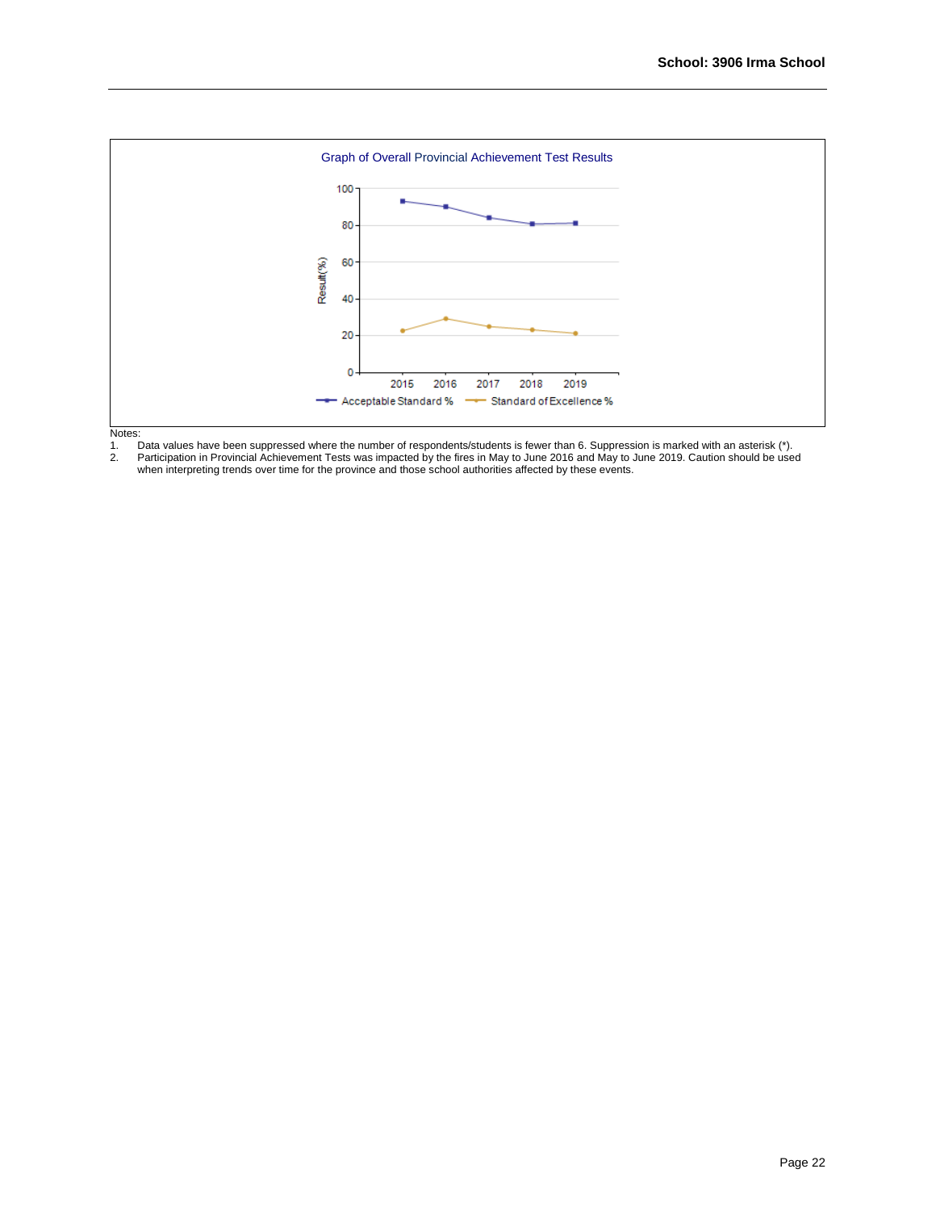School: 3906 Irma School

Graph of Overall Provincial Achievement Test Results

Notes:

1. Data values have been suppressed where the number of respondents/students is fewer than 6. Suppression is marked with an asterisk (*).
2. Participation in Provincial Achievement Tests was impacted by the fires in May to June 2016 and May to June 2019. Caution should be used when interpreting trends over time for the province and those school authorities affected by these events.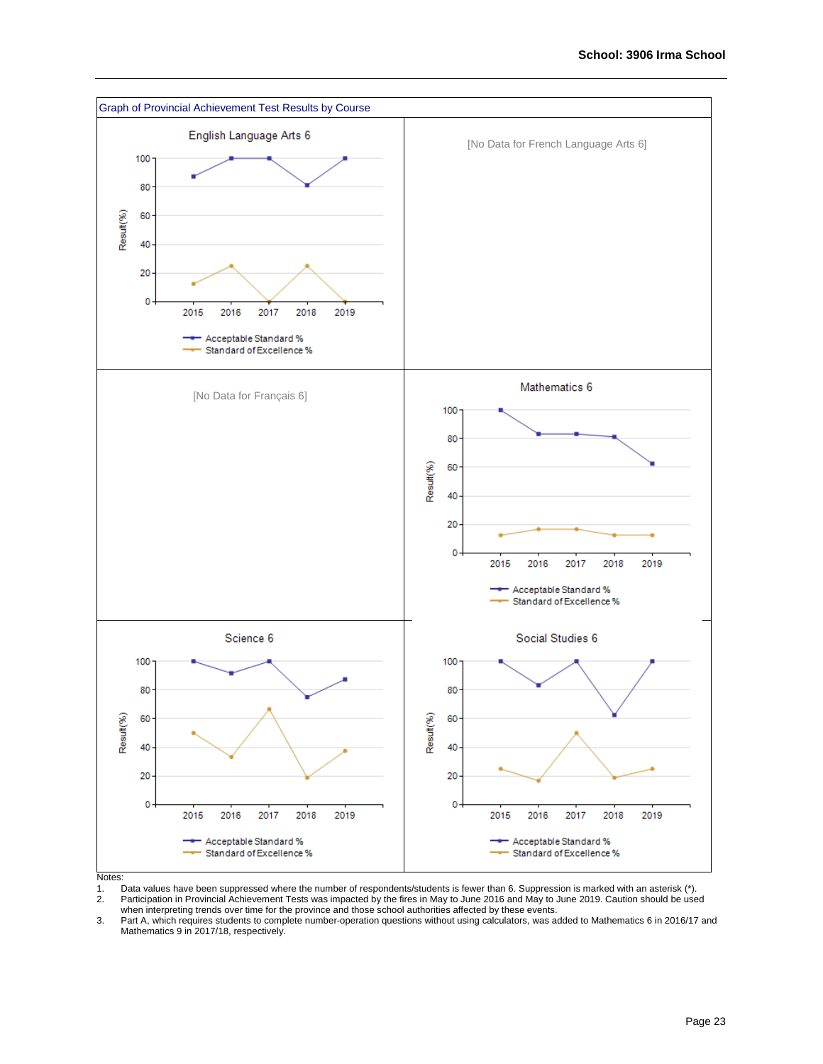**School: 3906 Irma School**

Graph of Provincial Achievement Test Results by Course

English Language Arts 6

[No Data for French Language Arts 6]

[No Data for Français 6]

Mathematics 6

Science 6

Social Studies 6

Notes:

1. Data values have been suppressed where the number of respondents/students is fewer than 6. Suppression is marked with an asterisk (*).
2. Participation in Provincial Achievement Tests was impacted by the fires in May to June 2016 and May to June 2019. Caution should be used when interpreting trends over time for the province and those school authorities affected by these events.
3. Part A, which requires students to complete number-operation questions without using calculators, was added to Mathematics 6 in 2016/17 and Mathematics 9 in 2017/18, respectively.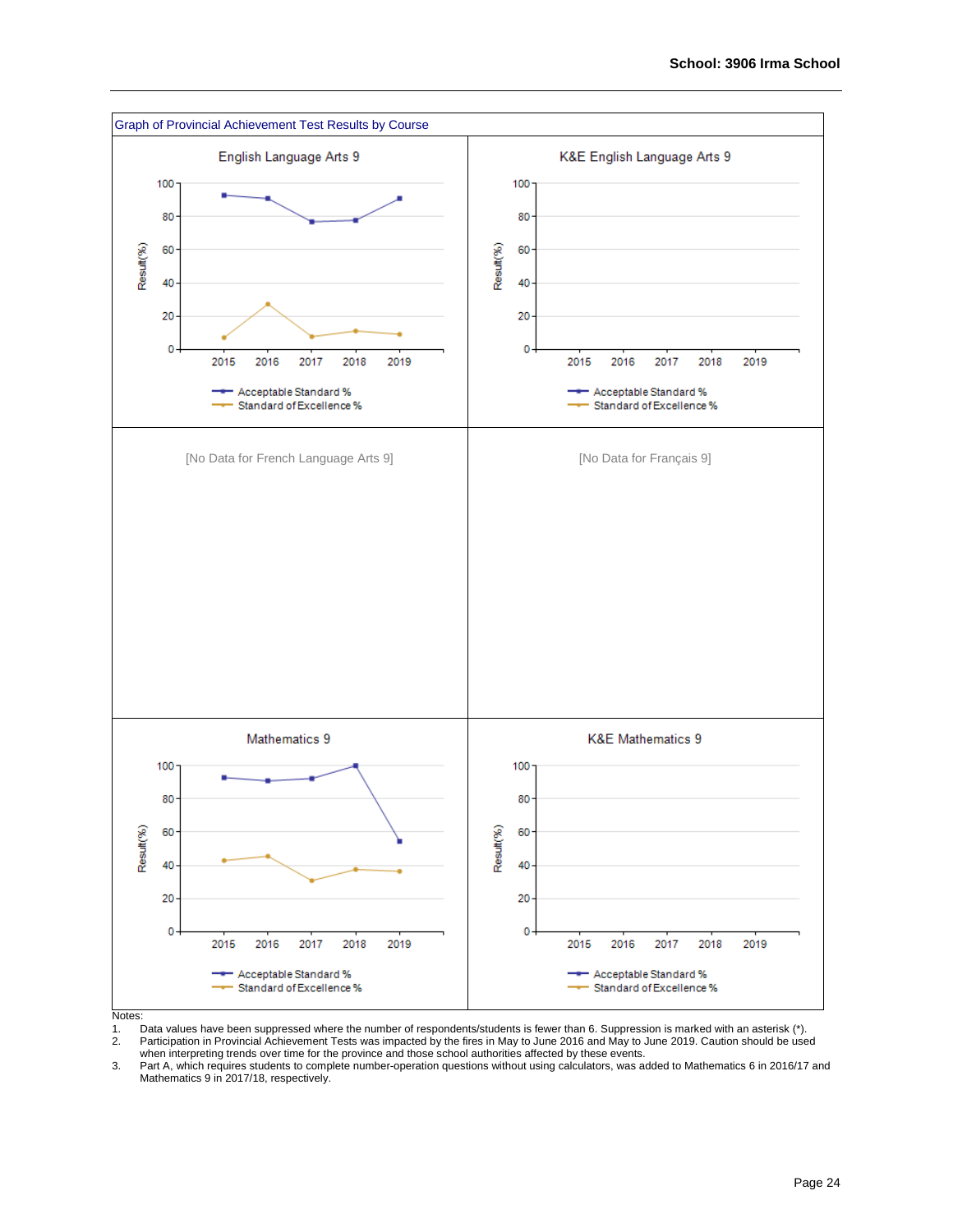School: 3906 Irma School

Graph of Provincial Achievement Test Results by Course

English Language Arts 9

K&E English Language Arts 9

[No Data for French Language Arts 9]

[No Data for Français 9]

Mathematics 9

K&E Mathematics 9

Notes:

1. Data values have been suppressed where the number of respondents/students is fewer than 6. Suppression is marked with an asterisk (*).
2. Participation in Provincial Achievement Tests was impacted by the fires in May to June 2016 and May to June 2019. Caution should be used when interpreting trends over time for the province and those school authorities affected by these events.
3. Part A, which requires students to complete number-operation questions without using calculators, was added to Mathematics 6 in 2016/17 and Mathematics 9 in 2017/18, respectively.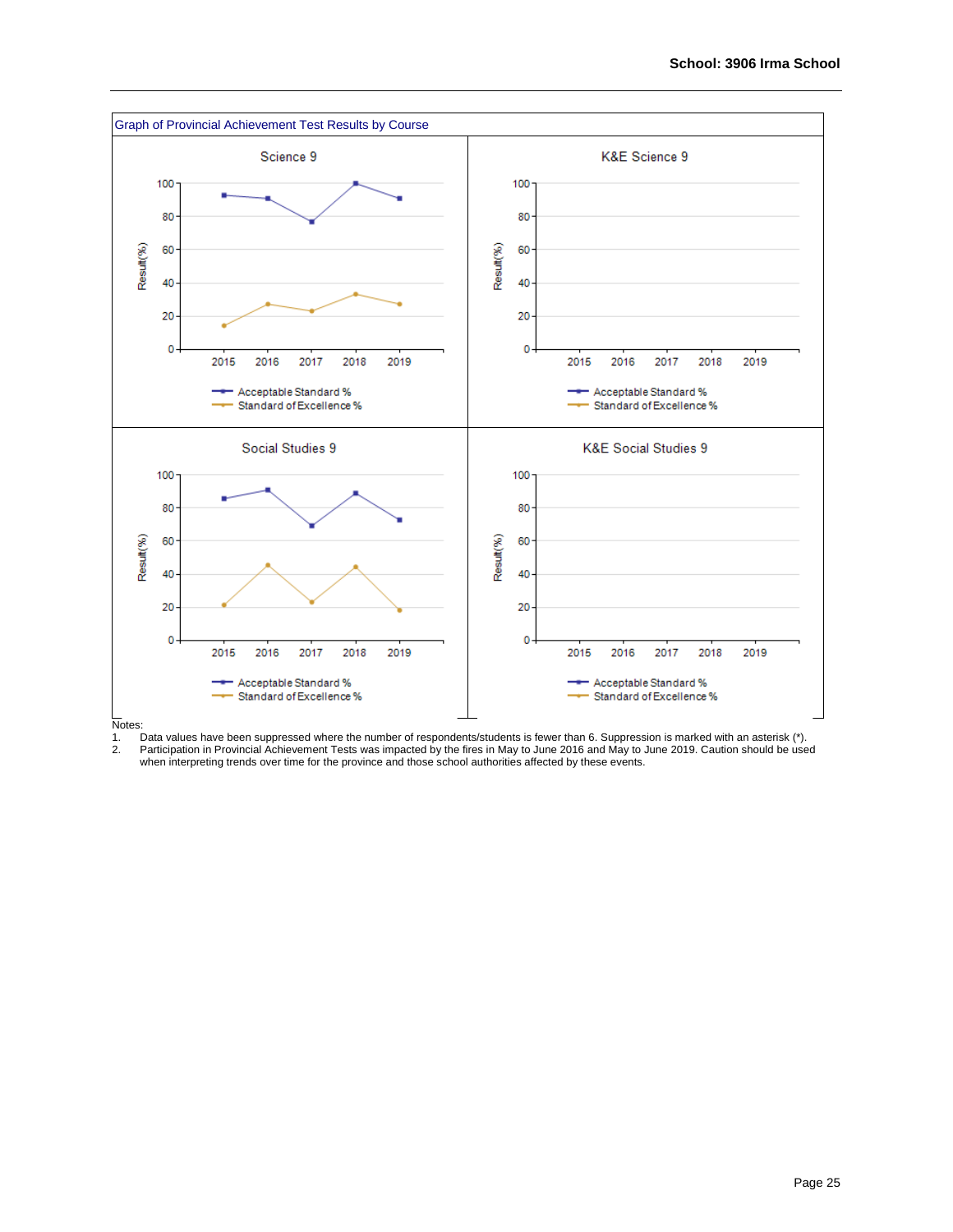School: 3906 Irma School

Graph of Provincial Achievement Test Results by Course

Science 9

K&E Science 9

Social Studies 9

K&E Social Studies 9

Acceptable Standard %
Standard of Excellence %

Notes:

1. Data values have been suppressed where the number of respondents/students is fewer than 6. Suppression is marked with an asterisk (*).
2. Participation in Provincial Achievement Tests was impacted by the fires in May to June 2016 and May to June 2019. Caution should be used when interpreting trends over time for the province and those school authorities affected by these events.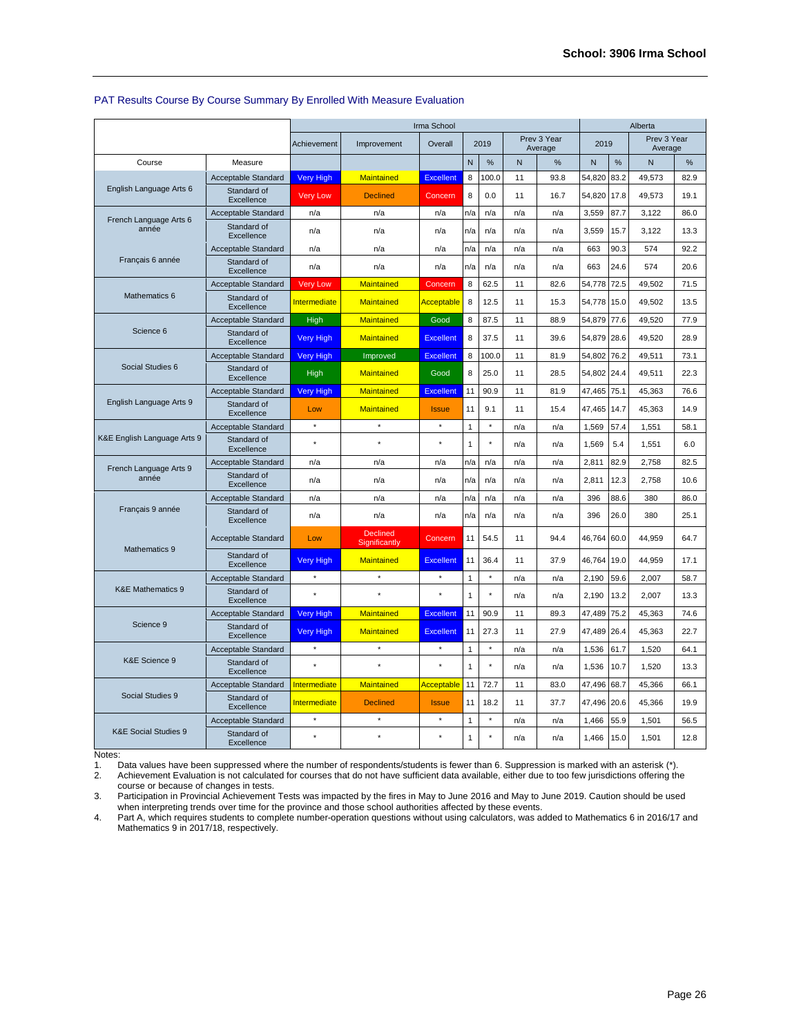**School: 3906 Irma School**

PAT Results Course By Course Summary By Enrolled With Measure Evaluation

| | | Irma School | | | | | | | Alberta | | | |
|---|---|---|---|---|---|---|---|---|---|---|---|---|
| | | Achievement | Improvement | Overall | 2019 | | Prev 3 Year Average | | 2019 | | Prev 3 Year Average | |
| Course | Measure | | | | N | % | N | % | N | % | N | % |
| English Language Arts 6 | Acceptable Standard | Very High | Maintained | Excellent | 8 | 100.0 | 11 | 93.8 | 54,820 | 83.2 | 49,573 | 82.9 |
| | Standard of Excellence | Very Low | Declined | Concern | 8 | 0.0 | 11 | 16.7 | 54,820 | 17.8 | 49,573 | 19.1 |
| French Language Arts 6 année | Acceptable Standard | n/a | n/a | n/a | n/a | n/a | n/a | n/a | 3,559 | 87.7 | 3,122 | 86.0 |
| | Standard of Excellence | n/a | n/a | n/a | n/a | n/a | n/a | n/a | 3,559 | 15.7 | 3,122 | 13.3 |
| Français 6 année | Acceptable Standard | n/a | n/a | n/a | n/a | n/a | n/a | n/a | 663 | 90.3 | 574 | 92.2 |
| | Standard of Excellence | n/a | n/a | n/a | n/a | n/a | n/a | n/a | 663 | 24.6 | 574 | 20.6 |
| Mathematics 6 | Acceptable Standard | Very Low | Maintained | Concern | 8 | 62.5 | 11 | 82.6 | 54,778 | 72.5 | 49,502 | 71.5 |
| | Standard of Excellence | Intermediate | Maintained | Acceptable | 8 | 12.5 | 11 | 15.3 | 54,778 | 15.0 | 49,502 | 13.5 |
| Science 6 | Acceptable Standard | High | Maintained | Good | 8 | 87.5 | 11 | 88.9 | 54,879 | 77.6 | 49,520 | 77.9 |
| | Standard of Excellence | Very High | Maintained | Excellent | 8 | 37.5 | 11 | 39.6 | 54,879 | 28.6 | 49,520 | 28.9 |
| Social Studies 6 | Acceptable Standard | Very High | Improved | Excellent | 8 | 100.0 | 11 | 81.9 | 54,802 | 76.2 | 49,511 | 73.1 |
| | Standard of Excellence | High | Maintained | Good | 8 | 25.0 | 11 | 28.5 | 54,802 | 24.4 | 49,511 | 22.3 |
| English Language Arts 9 | Acceptable Standard | Very High | Maintained | Excellent | 11 | 90.9 | 11 | 81.9 | 47,465 | 75.1 | 45,363 | 76.6 |
| | Standard of Excellence | Low | Maintained | Issue | 11 | 9.1 | 11 | 15.4 | 47,465 | 14.7 | 45,363 | 14.9 |
| K&E English Language Arts 9 | Acceptable Standard | * | * | * | 1 | * | n/a | n/a | 1,569 | 57.4 | 1,551 | 58.1 |
| | Standard of Excellence | * | * | * | 1 | * | n/a | n/a | 1,569 | 5.4 | 1,551 | 6.0 |
| French Language Arts 9 année | Acceptable Standard | n/a | n/a | n/a | n/a | n/a | n/a | n/a | 2,811 | 82.9 | 2,758 | 82.5 |
| | Standard of Excellence | n/a | n/a | n/a | n/a | n/a | n/a | n/a | 2,811 | 12.3 | 2,758 | 10.6 |
| Français 9 année | Acceptable Standard | n/a | n/a | n/a | n/a | n/a | n/a | n/a | 396 | 88.6 | 380 | 86.0 |
| | Standard of Excellence | n/a | n/a | n/a | n/a | n/a | n/a | n/a | 396 | 26.0 | 380 | 25.1 |
| Mathematics 9 | Acceptable Standard | Low | Declined Significantly | Concern | 11 | 54.5 | 11 | 94.4 | 46,764 | 60.0 | 44,959 | 64.7 |
| | Standard of Excellence | Very High | Maintained | Excellent | 11 | 36.4 | 11 | 37.9 | 46,764 | 19.0 | 44,959 | 17.1 |
| K&E Mathematics 9 | Acceptable Standard | * | * | * | 1 | * | n/a | n/a | 2,190 | 59.6 | 2,007 | 58.7 |
| | Standard of Excellence | * | * | * | 1 | * | n/a | n/a | 2,190 | 13.2 | 2,007 | 13.3 |
| Science 9 | Acceptable Standard | Very High | Maintained | Excellent | 11 | 90.9 | 11 | 89.3 | 47,489 | 75.2 | 45,363 | 74.6 |
| | Standard of Excellence | Very High | Maintained | Excellent | 11 | 27.3 | 11 | 27.9 | 47,489 | 26.4 | 45,363 | 22.7 |
| K&E Science 9 | Acceptable Standard | * | * | * | 1 | * | n/a | n/a | 1,536 | 61.7 | 1,520 | 64.1 |
| | Standard of Excellence | * | * | * | 1 | * | n/a | n/a | 1,536 | 10.7 | 1,520 | 13.3 |
| Social Studies 9 | Acceptable Standard | Intermediate | Maintained | Acceptable | 11 | 72.7 | 11 | 83.0 | 47,496 | 68.7 | 45,366 | 66.1 |
| | Standard of Excellence | Intermediate | Declined | Issue | 11 | 18.2 | 11 | 37.7 | 47,496 | 20.6 | 45,366 | 19.9 |
| K&E Social Studies 9 | Acceptable Standard | * | * | * | 1 | * | n/a | n/a | 1,466 | 55.9 | 1,501 | 56.5 |
| | Standard of Excellence | * | * | * | 1 | * | n/a | n/a | 1,466 | 15.0 | 1,501 | 12.8 |

Notes:

1. Data values have been suppressed where the number of respondents/students is fewer than 6. Suppression is marked with an asterisk (*).
2. Achievement Evaluation is not calculated for courses that do not have sufficient data available, either due to too few jurisdictions offering the course or because of changes in tests.
3. Participation in Provincial Achievement Tests was impacted by the fires in May to June 2016 and May to June 2019. Caution should be used when interpreting trends over time for the province and those school authorities affected by these events.
4. Part A, which requires students to complete number-operation questions without using calculators, was added to Mathematics 6 in 2016/17 and Mathematics 9 in 2017/18, respectively.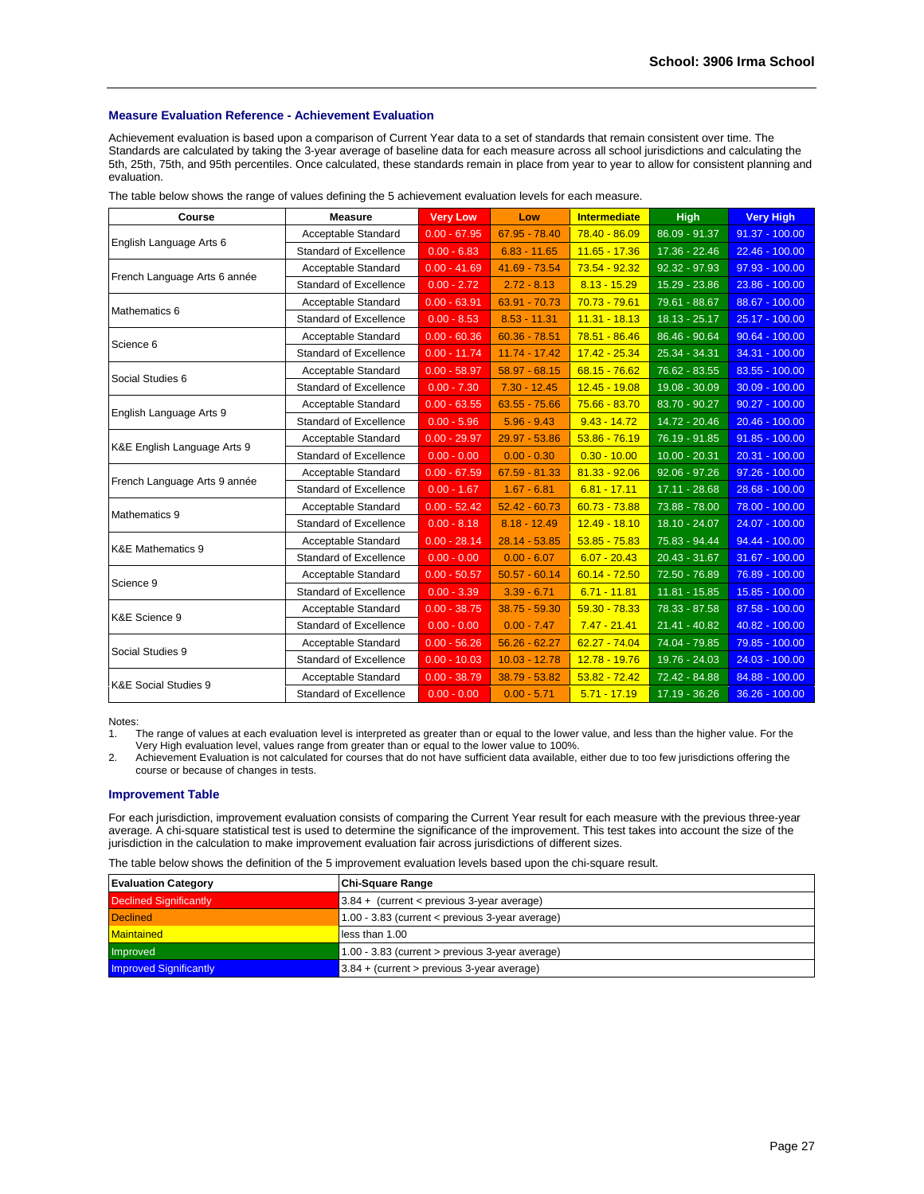**School: 3906 Irma School**

### Measure Evaluation Reference - Achievement Evaluation

Achievement evaluation is based upon a comparison of Current Year data to a set of standards that remain consistent over time. The Standards are calculated by taking the 3-year average of baseline data for each measure across all school jurisdictions and calculating the 5th, 25th, 75th, and 95th percentiles. Once calculated, these standards remain in place from year to year to allow for consistent planning and evaluation.

The table below shows the range of values defining the 5 achievement evaluation levels for each measure.

| Course | Measure | Very Low | Low | Intermediate | High | Very High |
|---|---|---|---|---|---|---|
| English Language Arts 6 | Acceptable Standard | 0.00 - 67.95 | 67.95 - 78.40 | 78.40 - 86.09 | 86.09 - 91.37 | 91.37 - 100.00 |
| | Standard of Excellence | 0.00 - 6.83 | 6.83 - 11.65 | 11.65 - 17.36 | 17.36 - 22.46 | 22.46 - 100.00 |
| French Language Arts 6 année | Acceptable Standard | 0.00 - 41.69 | 41.69 - 73.54 | 73.54 - 92.32 | 92.32 - 97.93 | 97.93 - 100.00 |
| | Standard of Excellence | 0.00 - 2.72 | 2.72 - 8.13 | 8.13 - 15.29 | 15.29 - 23.86 | 23.86 - 100.00 |
| Mathematics 6 | Acceptable Standard | 0.00 - 63.91 | 63.91 - 70.73 | 70.73 - 79.61 | 79.61 - 88.67 | 88.67 - 100.00 |
| | Standard of Excellence | 0.00 - 8.53 | 8.53 - 11.31 | 11.31 - 18.13 | 18.13 - 25.17 | 25.17 - 100.00 |
| Science 6 | Acceptable Standard | 0.00 - 60.36 | 60.36 - 78.51 | 78.51 - 86.46 | 86.46 - 90.64 | 90.64 - 100.00 |
| | Standard of Excellence | 0.00 - 11.74 | 11.74 - 17.42 | 17.42 - 25.34 | 25.34 - 34.31 | 34.31 - 100.00 |
| Social Studies 6 | Acceptable Standard | 0.00 - 58.97 | 58.97 - 68.15 | 68.15 - 76.62 | 76.62 - 83.55 | 83.55 - 100.00 |
| | Standard of Excellence | 0.00 - 7.30 | 7.30 - 12.45 | 12.45 - 19.08 | 19.08 - 30.09 | 30.09 - 100.00 |
| English Language Arts 9 | Acceptable Standard | 0.00 - 63.55 | 63.55 - 75.66 | 75.66 - 83.70 | 83.70 - 90.27 | 90.27 - 100.00 |
| | Standard of Excellence | 0.00 - 5.96 | 5.96 - 9.43 | 9.43 - 14.72 | 14.72 - 20.46 | 20.46 - 100.00 |
| K&E English Language Arts 9 | Acceptable Standard | 0.00 - 29.97 | 29.97 - 53.86 | 53.86 - 76.19 | 76.19 - 91.85 | 91.85 - 100.00 |
| | Standard of Excellence | 0.00 - 0.00 | 0.00 - 0.30 | 0.30 - 10.00 | 10.00 - 20.31 | 20.31 - 100.00 |
| French Language Arts 9 année | Acceptable Standard | 0.00 - 67.59 | 67.59 - 81.33 | 81.33 - 92.06 | 92.06 - 97.26 | 97.26 - 100.00 |
| | Standard of Excellence | 0.00 - 1.67 | 1.67 - 6.81 | 6.81 - 17.11 | 17.11 - 28.68 | 28.68 - 100.00 |
| Mathematics 9 | Acceptable Standard | 0.00 - 52.42 | 52.42 - 60.73 | 60.73 - 73.88 | 73.88 - 78.00 | 78.00 - 100.00 |
| | Standard of Excellence | 0.00 - 8.18 | 8.18 - 12.49 | 12.49 - 18.10 | 18.10 - 24.07 | 24.07 - 100.00 |
| K&E Mathematics 9 | Acceptable Standard | 0.00 - 28.14 | 28.14 - 53.85 | 53.85 - 75.83 | 75.83 - 94.44 | 94.44 - 100.00 |
| | Standard of Excellence | 0.00 - 0.00 | 0.00 - 6.07 | 6.07 - 20.43 | 20.43 - 31.67 | 31.67 - 100.00 |
| Science 9 | Acceptable Standard | 0.00 - 50.57 | 50.57 - 60.14 | 60.14 - 72.50 | 72.50 - 76.89 | 76.89 - 100.00 |
| | Standard of Excellence | 0.00 - 3.39 | 3.39 - 6.71 | 6.71 - 11.81 | 11.81 - 15.85 | 15.85 - 100.00 |
| K&E Science 9 | Acceptable Standard | 0.00 - 38.75 | 38.75 - 59.30 | 59.30 - 78.33 | 78.33 - 87.58 | 87.58 - 100.00 |
| | Standard of Excellence | 0.00 - 0.00 | 0.00 - 7.47 | 7.47 - 21.41 | 21.41 - 40.82 | 40.82 - 100.00 |
| Social Studies 9 | Acceptable Standard | 0.00 - 56.26 | 56.26 - 62.27 | 62.27 - 74.04 | 74.04 - 79.85 | 79.85 - 100.00 |
| | Standard of Excellence | 0.00 - 10.03 | 10.03 - 12.78 | 12.78 - 19.76 | 19.76 - 24.03 | 24.03 - 100.00 |
| K&E Social Studies 9 | Acceptable Standard | 0.00 - 38.79 | 38.79 - 53.82 | 53.82 - 72.42 | 72.42 - 84.88 | 84.88 - 100.00 |
| | Standard of Excellence | 0.00 - 0.00 | 0.00 - 5.71 | 5.71 - 17.19 | 17.19 - 36.26 | 36.26 - 100.00 |

Notes:
1. The range of values at each evaluation level is interpreted as greater than or equal to the lower value, and less than the higher value. For the Very High evaluation level, values range from greater than or equal to the lower value to 100%.
2. Achievement Evaluation is not calculated for courses that do not have sufficient data available, either due to too few jurisdictions offering the course or because of changes in tests.

### Improvement Table

For each jurisdiction, improvement evaluation consists of comparing the Current Year result for each measure with the previous three-year average. A chi-square statistical test is used to determine the significance of the improvement. This test takes into account the size of the jurisdiction in the calculation to make improvement evaluation fair across jurisdictions of different sizes.

The table below shows the definition of the 5 improvement evaluation levels based upon the chi-square result.

| Evaluation Category | Chi-Square Range |
|---|---|
| Declined Significantly | 3.84 + (current < previous 3-year average) |
| Declined | 1.00 - 3.83 (current < previous 3-year average) |
| Maintained | less than 1.00 |
| Improved | 1.00 - 3.83 (current > previous 3-year average) |
| Improved Significantly | 3.84 + (current > previous 3-year average) |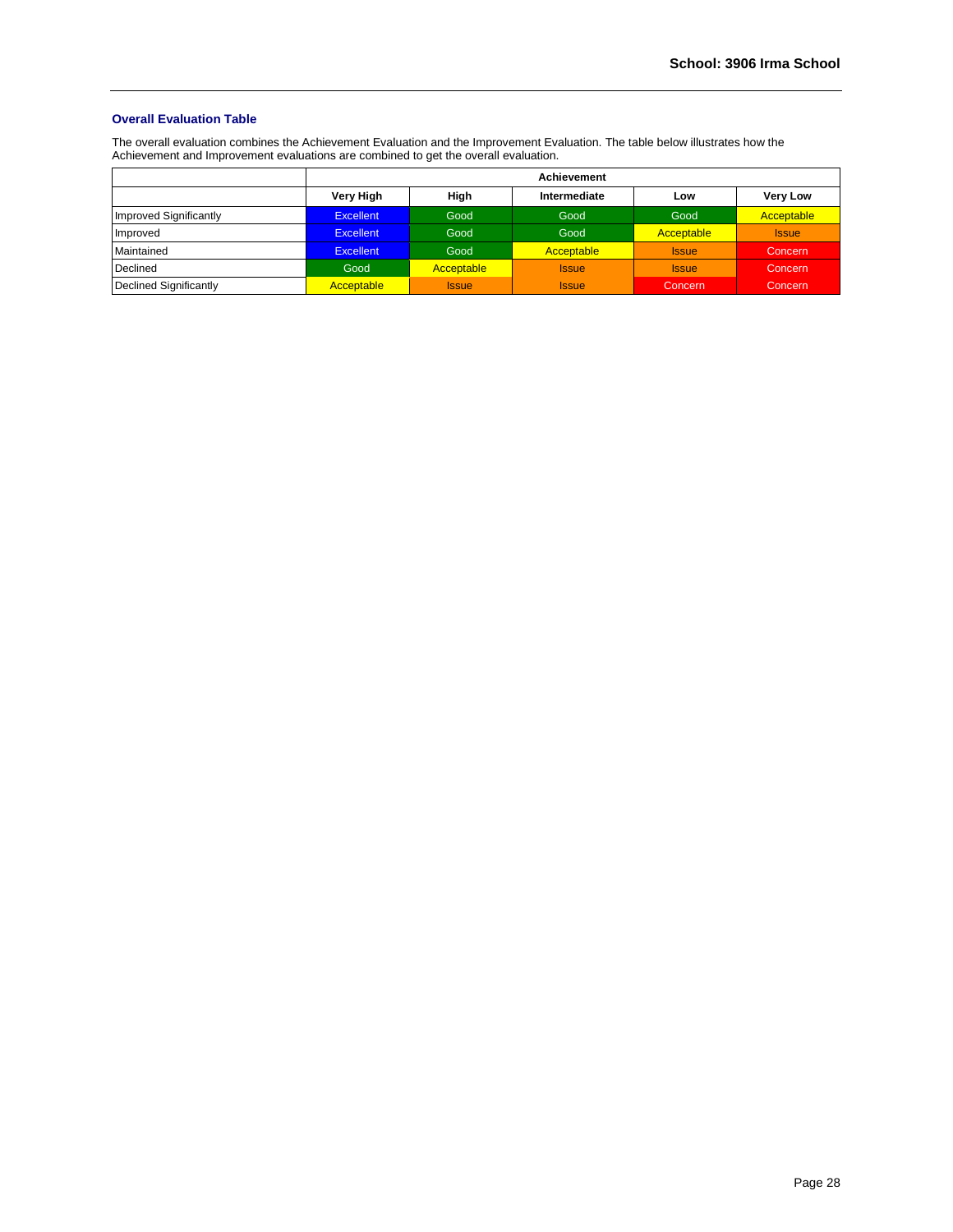## Overall Evaluation Table

The overall evaluation combines the Achievement Evaluation and the Improvement Evaluation. The table below illustrates how the Achievement and Improvement evaluations are combined to get the overall evaluation.

| | Achievement | | | | |
|---|---|---|---|---|---|
| | **Very High** | **High** | **Intermediate** | **Low** | **Very Low** |
| Improved Significantly | Excellent | Good | Good | Good | Acceptable |
| Improved | Excellent | Good | Good | Acceptable | Issue |
| Maintained | Excellent | Good | Acceptable | Issue | Concern |
| Declined | Good | Acceptable | Issue | Issue | Concern |
| Declined Significantly | Acceptable | Issue | Issue | Concern | Concern |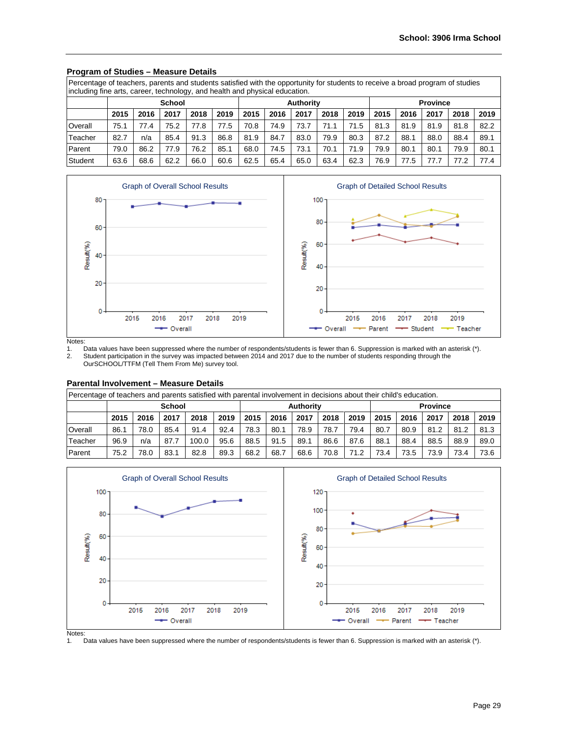## Program of Studies – Measure Details

| Percentage of teachers, parents and students satisfied with the opportunity for students to receive a broad program of studies including fine arts, career, technology, and health and physical education. | | | | | | | | | | | | | | | |
|---|---|---|---|---|---|---|---|---|---|---|---|---|---|---|---|
| | School | | | | | Authority | | | | | Province | | | | |
| | 2015 | 2016 | 2017 | 2018 | 2019 | 2015 | 2016 | 2017 | 2018 | 2019 | 2015 | 2016 | 2017 | 2018 | 2019 |
| Overall | 75.1 | 77.4 | 75.2 | 77.8 | 77.5 | 70.8 | 74.9 | 73.7 | 71.1 | 71.5 | 81.3 | 81.9 | 81.9 | 81.8 | 82.2 |
| Teacher | 82.7 | n/a | 85.4 | 91.3 | 86.8 | 81.9 | 84.7 | 83.0 | 79.9 | 80.3 | 87.2 | 88.1 | 88.0 | 88.4 | 89.1 |
| Parent | 79.0 | 86.2 | 77.9 | 76.2 | 85.1 | 68.0 | 74.5 | 73.1 | 70.1 | 71.9 | 79.9 | 80.1 | 80.1 | 79.9 | 80.1 |
| Student | 63.6 | 68.6 | 62.2 | 66.0 | 60.6 | 62.5 | 65.4 | 65.0 | 63.4 | 62.3 | 76.9 | 77.5 | 77.7 | 77.2 | 77.4 |

Graph of Overall School Results

Graph of Detailed School Results

Notes:
1. Data values have been suppressed where the number of respondents/students is fewer than 6. Suppression is marked with an asterisk (*).
2. Student participation in the survey was impacted between 2014 and 2017 due to the number of students responding through the OurSCHOOL/TTFM (Tell Them From Me) survey tool.

## Parental Involvement – Measure Details

| Percentage of teachers and parents satisfied with parental involvement in decisions about their child's education. | | | | | | | | | | | | | | | |
|---|---|---|---|---|---|---|---|---|---|---|---|---|---|---|---|
| | School | | | | | Authority | | | | | Province | | | | |
| | 2015 | 2016 | 2017 | 2018 | 2019 | 2015 | 2016 | 2017 | 2018 | 2019 | 2015 | 2016 | 2017 | 2018 | 2019 |
| Overall | 86.1 | 78.0 | 85.4 | 91.4 | 92.4 | 78.3 | 80.1 | 78.9 | 78.7 | 79.4 | 80.7 | 80.9 | 81.2 | 81.2 | 81.3 |
| Teacher | 96.9 | n/a | 87.7 | 100.0 | 95.6 | 88.5 | 91.5 | 89.1 | 86.6 | 87.6 | 88.1 | 88.4 | 88.5 | 88.9 | 89.0 |
| Parent | 75.2 | 78.0 | 83.1 | 82.8 | 89.3 | 68.2 | 68.7 | 68.6 | 70.8 | 71.2 | 73.4 | 73.5 | 73.9 | 73.4 | 73.6 |

Graph of Overall School Results

Graph of Detailed School Results

Notes:
1. Data values have been suppressed where the number of respondents/students is fewer than 6. Suppression is marked with an asterisk (*).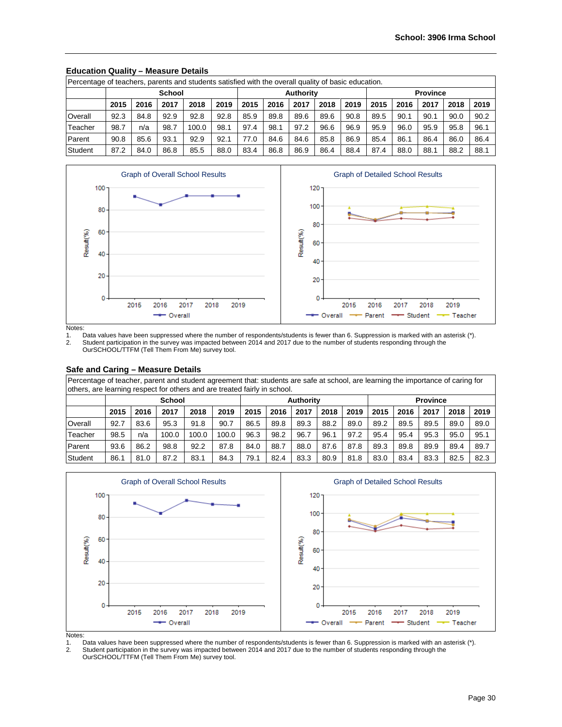## Education Quality – Measure Details

| Percentage of teachers, parents and students satisfied with the overall quality of basic education. | | | | | | | | | | | | | | | |
|---|---|---|---|---|---|---|---|---|---|---|---|---|---|---|---|
| | School | | | | | Authority | | | | | Province | | | | |
| | 2015 | 2016 | 2017 | 2018 | 2019 | 2015 | 2016 | 2017 | 2018 | 2019 | 2015 | 2016 | 2017 | 2018 | 2019 |
| Overall | 92.3 | 84.8 | 92.9 | 92.8 | 92.8 | 85.9 | 89.8 | 89.6 | 89.6 | 90.8 | 89.5 | 90.1 | 90.1 | 90.0 | 90.2 |
| Teacher | 98.7 | n/a | 98.7 | 100.0 | 98.1 | 97.4 | 98.1 | 97.2 | 96.6 | 96.9 | 95.9 | 96.0 | 95.9 | 95.8 | 96.1 |
| Parent | 90.8 | 85.6 | 93.1 | 92.9 | 92.1 | 77.0 | 84.6 | 84.6 | 85.8 | 86.9 | 85.4 | 86.1 | 86.4 | 86.0 | 86.4 |
| Student | 87.2 | 84.0 | 86.8 | 85.5 | 88.0 | 83.4 | 86.8 | 86.9 | 86.4 | 88.4 | 87.4 | 88.0 | 88.1 | 88.2 | 88.1 |

Graph of Overall School Results

Graph of Detailed School Results

Notes:
1. Data values have been suppressed where the number of respondents/students is fewer than 6. Suppression is marked with an asterisk (*).
2. Student participation in the survey was impacted between 2014 and 2017 due to the number of students responding through the OurSCHOOL/TTFM (Tell Them From Me) survey tool.

## Safe and Caring – Measure Details

| Percentage of teacher, parent and student agreement that: students are safe at school, are learning the importance of caring for others, are learning respect for others and are treated fairly in school. | | | | | | | | | | | | | | | |
|---|---|---|---|---|---|---|---|---|---|---|---|---|---|---|---|
| | School | | | | | Authority | | | | | Province | | | | |
| | 2015 | 2016 | 2017 | 2018 | 2019 | 2015 | 2016 | 2017 | 2018 | 2019 | 2015 | 2016 | 2017 | 2018 | 2019 |
| Overall | 92.7 | 83.6 | 95.3 | 91.8 | 90.7 | 86.5 | 89.8 | 89.3 | 88.2 | 89.0 | 89.2 | 89.5 | 89.5 | 89.0 | 89.0 |
| Teacher | 98.5 | n/a | 100.0 | 100.0 | 100.0 | 96.3 | 98.2 | 96.7 | 96.1 | 97.2 | 95.4 | 95.4 | 95.3 | 95.0 | 95.1 |
| Parent | 93.6 | 86.2 | 98.8 | 92.2 | 87.8 | 84.0 | 88.7 | 88.0 | 87.6 | 87.8 | 89.3 | 89.8 | 89.9 | 89.4 | 89.7 |
| Student | 86.1 | 81.0 | 87.2 | 83.1 | 84.3 | 79.1 | 82.4 | 83.3 | 80.9 | 81.8 | 83.0 | 83.4 | 83.3 | 82.5 | 82.3 |

Graph of Overall School Results

Graph of Detailed School Results

Notes:
1. Data values have been suppressed where the number of respondents/students is fewer than 6. Suppression is marked with an asterisk (*).
2. Student participation in the survey was impacted between 2014 and 2017 due to the number of students responding through the OurSCHOOL/TTFM (Tell Them From Me) survey tool.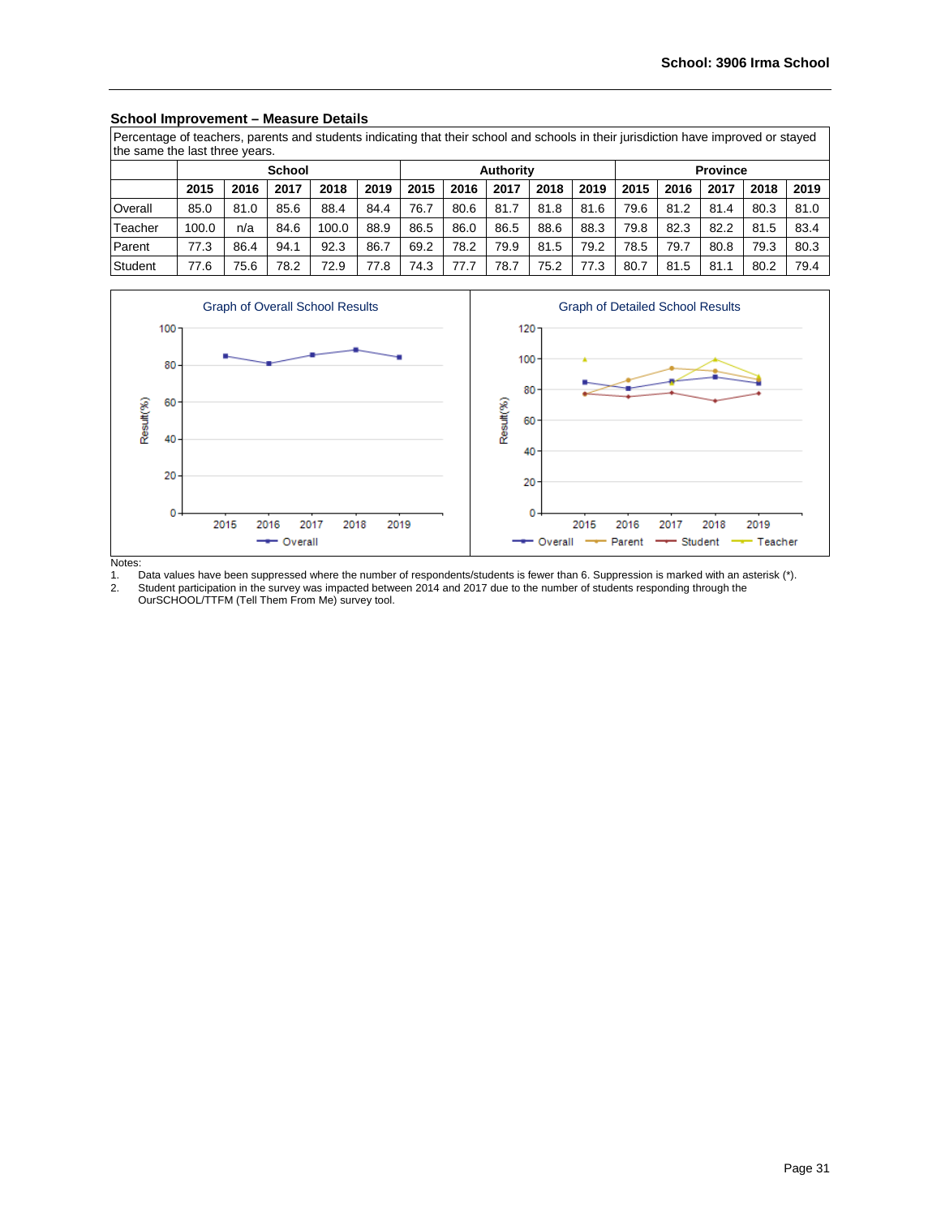## School Improvement – Measure Details

| Percentage of teachers, parents and students indicating that their school and schools in their jurisdiction have improved or stayed the same the last three years. | | | | | | | | | | | | | | | |
|---|---|---|---|---|---|---|---|---|---|---|---|---|---|---|---|
| | **School** | | | | | **Authority** | | | | | **Province** | | | | |
| | **2015** | **2016** | **2017** | **2018** | **2019** | **2015** | **2016** | **2017** | **2018** | **2019** | **2015** | **2016** | **2017** | **2018** | **2019** |
| Overall | 85.0 | 81.0 | 85.6 | 88.4 | 84.4 | 76.7 | 80.6 | 81.7 | 81.8 | 81.6 | 79.6 | 81.2 | 81.4 | 80.3 | 81.0 |
| Teacher | 100.0 | n/a | 84.6 | 100.0 | 88.9 | 86.5 | 86.0 | 86.5 | 88.6 | 88.3 | 79.8 | 82.3 | 82.2 | 81.5 | 83.4 |
| Parent | 77.3 | 86.4 | 94.1 | 92.3 | 86.7 | 69.2 | 78.2 | 79.9 | 81.5 | 79.2 | 78.5 | 79.7 | 80.8 | 79.3 | 80.3 |
| Student | 77.6 | 75.6 | 78.2 | 72.9 | 77.8 | 74.3 | 77.7 | 78.7 | 75.2 | 77.3 | 80.7 | 81.5 | 81.1 | 80.2 | 79.4 |

Graph of Overall School Results

Result(%)

0
20
40
60
80
100

2015 2016 2017 2018 2019

Overall

Graph of Detailed School Results

Result(%)

0
20
40
60
80
100
120

2015 2016 2017 2018 2019

Overall Parent Student Teacher

Notes:

1. Data values have been suppressed where the number of respondents/students is fewer than 6. Suppression is marked with an asterisk (*).
2. Student participation in the survey was impacted between 2014 and 2017 due to the number of students responding through the OurSCHOOL/TTFM (Tell Them From Me) survey tool.